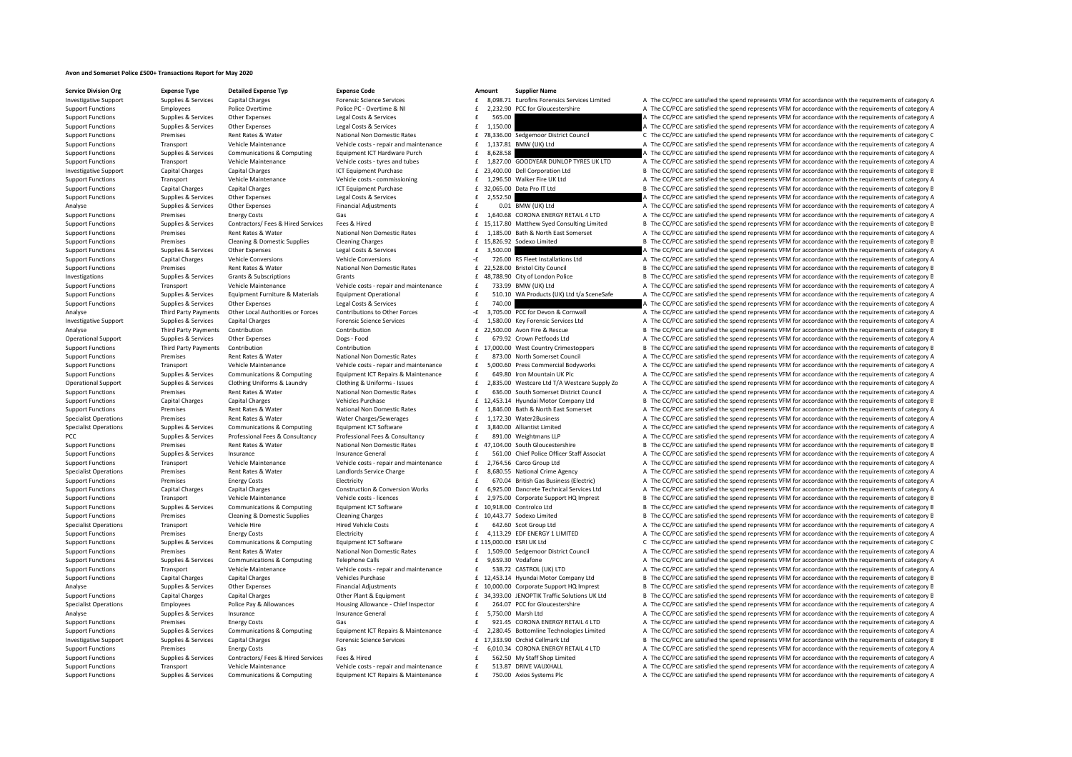# Avon and Somerset Police £500+ Transactions Report for May 2020

| Service Division Org | Expense Type | Detailed Expense Typ | Expense Code | Amount | Supplier Name | |
|---|---|---|---|---|---|---|
| Investigative Support | Supplies & Services | Capital Charges | Forensic Science Services | £ 8,098.71 | Eurofins Forensics Services Limited | A The CC/PCC are satisfied the spend represents VFM for accordance with the requirements of category A |
| Support Functions | Employees | Police Overtime | Police PC - Overtime & NI | £ 2,232.90 | PCC for Gloucestershire | A The CC/PCC are satisfied the spend represents VFM for accordance with the requirements of category A |
| Support Functions | Supplies & Services | Other Expenses | Legal Costs & Services | £ 565.00 | | A The CC/PCC are satisfied the spend represents VFM for accordance with the requirements of category A |
| Support Functions | Supplies & Services | Other Expenses | Legal Costs & Services | £ 1,150.00 | | A The CC/PCC are satisfied the spend represents VFM for accordance with the requirements of category A |
| Support Functions | Premises | Rent Rates & Water | National Non Domestic Rates | £ 78,336.00 | Sedgemoor District Council | C The CC/PCC are satisfied the spend represents VFM for accordance with the requirements of category C |
| Support Functions | Transport | Vehicle Maintenance | Vehicle costs - repair and maintenance | £ 1,137.81 | BMW (UK) Ltd | A The CC/PCC are satisfied the spend represents VFM for accordance with the requirements of category A |
| Support Functions | Supplies & Services | Communications & Computing | Equipment ICT Hardware Purch | £ 8,628.58 | | A The CC/PCC are satisfied the spend represents VFM for accordance with the requirements of category A |
| Support Functions | Transport | Vehicle Maintenance | Vehicle costs - tyres and tubes | £ 1,827.00 | GOODYEAR DUNLOP TYRES UK LTD | A The CC/PCC are satisfied the spend represents VFM for accordance with the requirements of category A |
| Investigative Support | Capital Charges | Capital Charges | ICT Equipment Purchase | £ 23,400.00 | Dell Corporation Ltd | B The CC/PCC are satisfied the spend represents VFM for accordance with the requirements of category B |
| Support Functions | Transport | Vehicle Maintenance | Vehicle costs - commissioning | £ 1,296.50 | Walker Fire UK Ltd | A The CC/PCC are satisfied the spend represents VFM for accordance with the requirements of category A |
| Support Functions | Capital Charges | Capital Charges | ICT Equipment Purchase | £ 32,065.00 | Data Pro IT Ltd | B The CC/PCC are satisfied the spend represents VFM for accordance with the requirements of category B |
| Support Functions | Supplies & Services | Other Expenses | Legal Costs & Services | £ 2,552.50 | | A The CC/PCC are satisfied the spend represents VFM for accordance with the requirements of category A |
| Analyse | Supplies & Services | Other Expenses | Financial Adjustments | £ 0.01 | BMW (UK) Ltd | A The CC/PCC are satisfied the spend represents VFM for accordance with the requirements of category A |
| Support Functions | Premises | Energy Costs | Gas | £ 1,640.68 | CORONA ENERGY RETAIL 4 LTD | A The CC/PCC are satisfied the spend represents VFM for accordance with the requirements of category A |
| Support Functions | Supplies & Services | Contractors/ Fees & Hired Services | Fees & Hired | £ 15,117.80 | Matthew Syed Consulting Limited | B The CC/PCC are satisfied the spend represents VFM for accordance with the requirements of category B |
| Support Functions | Premises | Rent Rates & Water | National Non Domestic Rates | £ 1,185.00 | Bath & North East Somerset | A The CC/PCC are satisfied the spend represents VFM for accordance with the requirements of category A |
| Support Functions | Premises | Cleaning & Domestic Supplies | Cleaning Charges | £ 15,826.92 | Sodexo Limited | B The CC/PCC are satisfied the spend represents VFM for accordance with the requirements of category B |
| Support Functions | Supplies & Services | Other Expenses | Legal Costs & Services | £ 3,500.00 | | A The CC/PCC are satisfied the spend represents VFM for accordance with the requirements of category A |
| Support Functions | Capital Charges | Vehicle Conversions | Vehicle Conversions | -£ 726.00 | RS Fleet Installations Ltd | A The CC/PCC are satisfied the spend represents VFM for accordance with the requirements of category A |
| Support Functions | Premises | Rent Rates & Water | National Non Domestic Rates | £ 22,528.00 | Bristol City Council | B The CC/PCC are satisfied the spend represents VFM for accordance with the requirements of category B |
| Investigations | Supplies & Services | Grants & Subscriptions | Grants | £ 48,788.90 | City of London Police | B The CC/PCC are satisfied the spend represents VFM for accordance with the requirements of category B |
| Support Functions | Transport | Vehicle Maintenance | Vehicle costs - repair and maintenance | £ 733.99 | BMW (UK) Ltd | A The CC/PCC are satisfied the spend represents VFM for accordance with the requirements of category A |
| Support Functions | Supplies & Services | Equipment Furniture & Materials | Equipment Operational | £ 510.10 | WA Products (UK) Ltd t/a SceneSafe | A The CC/PCC are satisfied the spend represents VFM for accordance with the requirements of category A |
| Support Functions | Supplies & Services | Other Expenses | Legal Costs & Services | £ 740.00 | | A The CC/PCC are satisfied the spend represents VFM for accordance with the requirements of category A |
| Analyse | Third Party Payments | Other Local Authorities or Forces | Contributions to Other Forces | -£ 3,705.00 | PCC for Devon & Cornwall | A The CC/PCC are satisfied the spend represents VFM for accordance with the requirements of category A |
| Investigative Support | Supplies & Services | Capital Charges | Forensic Science Services | -£ 1,580.00 | Key Forensic Services Ltd | A The CC/PCC are satisfied the spend represents VFM for accordance with the requirements of category A |
| Analyse | Third Party Payments | Contribution | Contribution | £ 22,500.00 | Avon Fire & Rescue | B The CC/PCC are satisfied the spend represents VFM for accordance with the requirements of category B |
| Operational Support | Supplies & Services | Other Expenses | Dogs - Food | £ 679.92 | Crown Petfoods Ltd | A The CC/PCC are satisfied the spend represents VFM for accordance with the requirements of category A |
| Support Functions | Third Party Payments | Contribution | Contribution | £ 17,000.00 | West Country Crimestoppers | B The CC/PCC are satisfied the spend represents VFM for accordance with the requirements of category B |
| Support Functions | Premises | Rent Rates & Water | National Non Domestic Rates | £ 873.00 | North Somerset Council | A The CC/PCC are satisfied the spend represents VFM for accordance with the requirements of category A |
| Support Functions | Transport | Vehicle Maintenance | Vehicle costs - repair and maintenance | £ 5,000.60 | Press Commercial Bodyworks | A The CC/PCC are satisfied the spend represents VFM for accordance with the requirements of category A |
| Support Functions | Supplies & Services | Communications & Computing | Equipment ICT Repairs & Maintenance | £ 649.80 | Iron Mountain UK Plc | A The CC/PCC are satisfied the spend represents VFM for accordance with the requirements of category A |
| Operational Support | Supplies & Services | Clothing Uniforms & Laundry | Clothing & Uniforms - Issues | £ 2,835.00 | Westcare Ltd T/A Westcare Supply Zo | A The CC/PCC are satisfied the spend represents VFM for accordance with the requirements of category A |
| Support Functions | Premises | Rent Rates & Water | National Non Domestic Rates | £ 636.00 | South Somerset District Council | A The CC/PCC are satisfied the spend represents VFM for accordance with the requirements of category A |
| Support Functions | Capital Charges | Capital Charges | Vehicles Purchase | £ 12,453.14 | Hyundai Motor Company Ltd | B The CC/PCC are satisfied the spend represents VFM for accordance with the requirements of category B |
| Support Functions | Premises | Rent Rates & Water | National Non Domestic Rates | £ 1,846.00 | Bath & North East Somerset | A The CC/PCC are satisfied the spend represents VFM for accordance with the requirements of category A |
| Specialist Operations | Premises | Rent Rates & Water | Water Charges/Sewerages | £ 1,172.30 | Water2Business | A The CC/PCC are satisfied the spend represents VFM for accordance with the requirements of category A |
| Specialist Operations | Supplies & Services | Communications & Computing | Equipment ICT Software | £ 3,840.00 | Alliantist Limited | A The CC/PCC are satisfied the spend represents VFM for accordance with the requirements of category A |
| PCC | Supplies & Services | Professional Fees & Consultancy | Professional Fees & Consultancy | £ 891.00 | Weightmans LLP | A The CC/PCC are satisfied the spend represents VFM for accordance with the requirements of category A |
| Support Functions | Premises | Rent Rates & Water | National Non Domestic Rates | £ 47,104.00 | South Gloucestershire | B The CC/PCC are satisfied the spend represents VFM for accordance with the requirements of category B |
| Support Functions | Supplies & Services | Insurance | Insurance General | £ 561.00 | Chief Police Officer Staff Associat | A The CC/PCC are satisfied the spend represents VFM for accordance with the requirements of category A |
| Support Functions | Transport | Vehicle Maintenance | Vehicle costs - repair and maintenance | £ 2,764.56 | Carco Group Ltd | A The CC/PCC are satisfied the spend represents VFM for accordance with the requirements of category A |
| Specialist Operations | Premises | Rent Rates & Water | Landlords Service Charge | £ 8,680.55 | National Crime Agency | A The CC/PCC are satisfied the spend represents VFM for accordance with the requirements of category A |
| Support Functions | Premises | Energy Costs | Electricity | £ 670.04 | British Gas Business (Electric) | A The CC/PCC are satisfied the spend represents VFM for accordance with the requirements of category A |
| Support Functions | Capital Charges | Capital Charges | Construction & Conversion Works | £ 6,925.00 | Dancrete Technical Services Ltd | A The CC/PCC are satisfied the spend represents VFM for accordance with the requirements of category A |
| Support Functions | Transport | Vehicle Maintenance | Vehicle costs - licences | £ 2,975.00 | Corporate Support HQ Imprest | B The CC/PCC are satisfied the spend represents VFM for accordance with the requirements of category B |
| Support Functions | Supplies & Services | Communications & Computing | Equipment ICT Software | £ 10,918.00 | Controlco Ltd | B The CC/PCC are satisfied the spend represents VFM for accordance with the requirements of category B |
| Support Functions | Premises | Cleaning & Domestic Supplies | Cleaning Charges | £ 10,443.77 | Sodexo Limited | B The CC/PCC are satisfied the spend represents VFM for accordance with the requirements of category B |
| Specialist Operations | Transport | Vehicle Hire | Hired Vehicle Costs | £ 642.60 | Scot Group Ltd | A The CC/PCC are satisfied the spend represents VFM for accordance with the requirements of category A |
| Support Functions | Premises | Energy Costs | Electricity | £ 4,113.29 | EDF ENERGY 1 LIMITED | A The CC/PCC are satisfied the spend represents VFM for accordance with the requirements of category A |
| Support Functions | Supplies & Services | Communications & Computing | Equipment ICT Software | £ 115,000.00 | ESRI UK Ltd | C The CC/PCC are satisfied the spend represents VFM for accordance with the requirements of category C |
| Support Functions | Premises | Rent Rates & Water | National Non Domestic Rates | £ 1,509.00 | Sedgemoor District Council | A The CC/PCC are satisfied the spend represents VFM for accordance with the requirements of category A |
| Support Functions | Supplies & Services | Communications & Computing | Telephone Calls | £ 9,659.30 | Vodafone | A The CC/PCC are satisfied the spend represents VFM for accordance with the requirements of category A |
| Support Functions | Transport | Vehicle Maintenance | Vehicle costs - repair and maintenance | £ 538.72 | CASTROL (UK) LTD | A The CC/PCC are satisfied the spend represents VFM for accordance with the requirements of category A |
| Support Functions | Capital Charges | Capital Charges | Vehicles Purchase | £ 12,453.14 | Hyundai Motor Company Ltd | B The CC/PCC are satisfied the spend represents VFM for accordance with the requirements of category B |
| Analyse | Supplies & Services | Other Expenses | Financial Adjustments | £ 10,000.00 | Corporate Support HQ Imprest | B The CC/PCC are satisfied the spend represents VFM for accordance with the requirements of category B |
| Support Functions | Capital Charges | Capital Charges | Other Plant & Equipment | £ 34,393.00 | JENOPTIK Traffic Solutions UK Ltd | B The CC/PCC are satisfied the spend represents VFM for accordance with the requirements of category B |
| Specialist Operations | Employees | Police Pay & Allowances | Housing Allowance - Chief Inspector | £ 264.07 | PCC for Gloucestershire | A The CC/PCC are satisfied the spend represents VFM for accordance with the requirements of category A |
| Analyse | Supplies & Services | Insurance | Insurance General | £ 5,750.00 | Marsh Ltd | A The CC/PCC are satisfied the spend represents VFM for accordance with the requirements of category A |
| Support Functions | Premises | Energy Costs | Gas | £ 921.45 | CORONA ENERGY RETAIL 4 LTD | A The CC/PCC are satisfied the spend represents VFM for accordance with the requirements of category A |
| Support Functions | Supplies & Services | Communications & Computing | Equipment ICT Repairs & Maintenance | -£ 2,280.45 | Bottomline Technologies Limited | A The CC/PCC are satisfied the spend represents VFM for accordance with the requirements of category A |
| Investigative Support | Supplies & Services | Capital Charges | Forensic Science Services | £ 17,333.90 | Orchid Cellmark Ltd | B The CC/PCC are satisfied the spend represents VFM for accordance with the requirements of category B |
| Support Functions | Premises | Energy Costs | Gas | -£ 6,010.34 | CORONA ENERGY RETAIL 4 LTD | A The CC/PCC are satisfied the spend represents VFM for accordance with the requirements of category A |
| Support Functions | Supplies & Services | Contractors/ Fees & Hired Services | Fees & Hired | £ 562.50 | My Staff Shop Limited | A The CC/PCC are satisfied the spend represents VFM for accordance with the requirements of category A |
| Support Functions | Transport | Vehicle Maintenance | Vehicle costs - repair and maintenance | £ 513.87 | DRIVE VAUXHALL | A The CC/PCC are satisfied the spend represents VFM for accordance with the requirements of category A |
| Support Functions | Supplies & Services | Communications & Computing | Equipment ICT Repairs & Maintenance | £ 750.00 | Axios Systems Plc | A The CC/PCC are satisfied the spend represents VFM for accordance with the requirements of category A |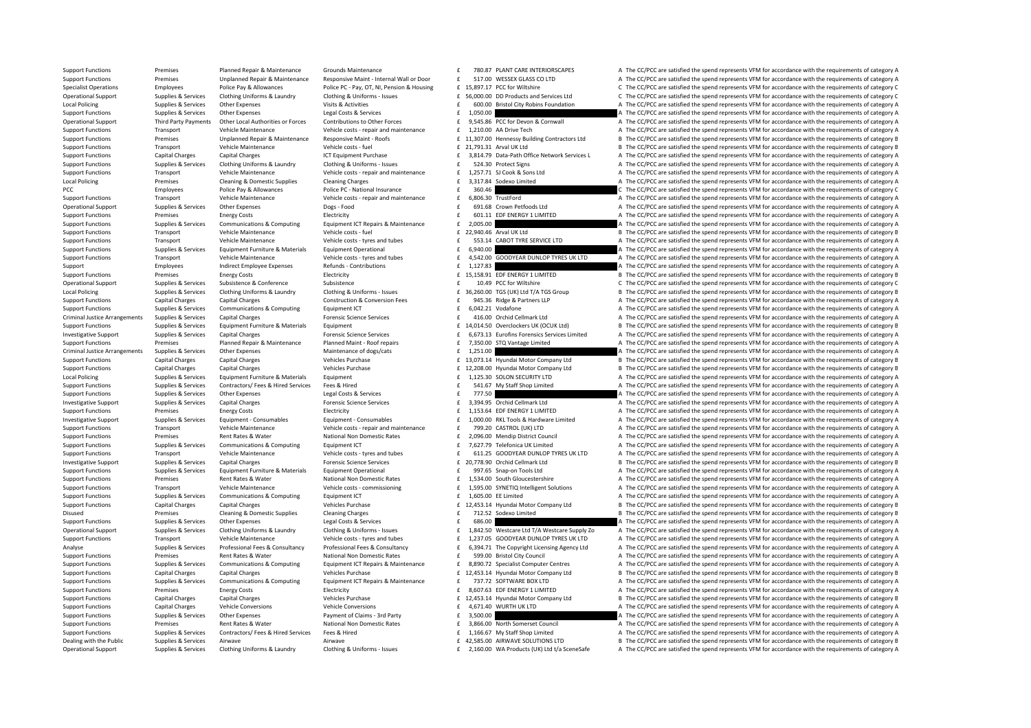| | | | | | | | | |
|---|---|---|---|---|---|---|---|---|
| Support Functions | Premises | Planned Repair & Maintenance | Grounds Maintenance | £ | 780.87 | PLANT CARE INTERIORSCAPES | A | The CC/PCC are satisfied the spend represents VFM for accordance with the requirements of category A |
| Support Functions | Premises | Unplanned Repair & Maintenance | Responsive Maint - Internal Wall or Door | £ | 517.00 | WESSEX GLASS CO LTD | A | The CC/PCC are satisfied the spend represents VFM for accordance with the requirements of category A |
| Specialist Operations | Employees | Police Pay & Allowances | Police PC - Pay, OT, NI, Pension & Housing | £ | 15,897.17 | PCC for Wiltshire | C | The CC/PCC are satisfied the spend represents VFM for accordance with the requirements of category C |
| Operational Support | Supplies & Services | Clothing Uniforms & Laundry | Clothing & Uniforms - Issues | £ | 56,000.00 | DD Products and Services Ltd | C | The CC/PCC are satisfied the spend represents VFM for accordance with the requirements of category C |
| Local Policing | Supplies & Services | Other Expenses | Visits & Activities | £ | 600.00 | Bristol City Robins Foundation | A | The CC/PCC are satisfied the spend represents VFM for accordance with the requirements of category A |
| Support Functions | Supplies & Services | Other Expenses | Legal Costs & Services | £ | 1,050.00 | | A | The CC/PCC are satisfied the spend represents VFM for accordance with the requirements of category A |
| Operational Support | Third Party Payments | Other Local Authorities or Forces | Contributions to Other Forces | £ | 9,545.86 | PCC for Devon & Cornwall | A | The CC/PCC are satisfied the spend represents VFM for accordance with the requirements of category A |
| Support Functions | Transport | Vehicle Maintenance | Vehicle costs - repair and maintenance | £ | 1,210.00 | AA Drive Tech | A | The CC/PCC are satisfied the spend represents VFM for accordance with the requirements of category A |
| Support Functions | Premises | Unplanned Repair & Maintenance | Responsive Maint - Roofs | £ | 11,307.00 | Hennessy Building Contractors Ltd | B | The CC/PCC are satisfied the spend represents VFM for accordance with the requirements of category B |
| Support Functions | Transport | Vehicle Maintenance | Vehicle costs - fuel | £ | 21,791.31 | Arval UK Ltd | B | The CC/PCC are satisfied the spend represents VFM for accordance with the requirements of category B |
| Support Functions | Capital Charges | Capital Charges | ICT Equipment Purchase | £ | 3,814.79 | Data-Path Office Network Services L | A | The CC/PCC are satisfied the spend represents VFM for accordance with the requirements of category A |
| Support Functions | Supplies & Services | Clothing Uniforms & Laundry | Clothing & Uniforms - Issues | £ | 524.30 | Protect Signs | A | The CC/PCC are satisfied the spend represents VFM for accordance with the requirements of category A |
| Support Functions | Transport | Vehicle Maintenance | Vehicle costs - repair and maintenance | £ | 1,257.71 | SJ Cook & Sons Ltd | A | The CC/PCC are satisfied the spend represents VFM for accordance with the requirements of category A |
| Local Policing | Premises | Cleaning & Domestic Supplies | Cleaning Charges | £ | 3,317.84 | Sodexo Limited | A | The CC/PCC are satisfied the spend represents VFM for accordance with the requirements of category A |
| PCC | Employees | Police Pay & Allowances | Police PC - National Insurance | £ | 360.46 | | C | The CC/PCC are satisfied the spend represents VFM for accordance with the requirements of category C |
| Support Functions | Transport | Vehicle Maintenance | Vehicle costs - repair and maintenance | £ | 6,806.30 | TrustFord | A | The CC/PCC are satisfied the spend represents VFM for accordance with the requirements of category A |
| Operational Support | Supplies & Services | Other Expenses | Dogs - Food | £ | 691.68 | Crown Petfoods Ltd | A | The CC/PCC are satisfied the spend represents VFM for accordance with the requirements of category A |
| Support Functions | Premises | Energy Costs | Electricity | £ | 601.11 | EDF ENERGY 1 LIMITED | A | The CC/PCC are satisfied the spend represents VFM for accordance with the requirements of category A |
| Support Functions | Supplies & Services | Communications & Computing | Equipment ICT Repairs & Maintenance | £ | 2,005.00 | | A | The CC/PCC are satisfied the spend represents VFM for accordance with the requirements of category A |
| Support Functions | Transport | Vehicle Maintenance | Vehicle costs - fuel | £ | 22,940.46 | Arval UK Ltd | B | The CC/PCC are satisfied the spend represents VFM for accordance with the requirements of category B |
| Support Functions | Transport | Vehicle Maintenance | Vehicle costs - tyres and tubes | £ | 553.14 | CABOT TYRE SERVICE LTD | A | The CC/PCC are satisfied the spend represents VFM for accordance with the requirements of category A |
| Support Functions | Supplies & Services | Equipment Furniture & Materials | Equipment Operational | £ | 6,940.00 | | A | The CC/PCC are satisfied the spend represents VFM for accordance with the requirements of category A |
| Support Functions | Transport | Vehicle Maintenance | Vehicle costs - tyres and tubes | £ | 4,542.00 | GOODYEAR DUNLOP TYRES UK LTD | A | The CC/PCC are satisfied the spend represents VFM for accordance with the requirements of category A |
| Support | Employees | Indirect Employee Expenses | Refunds - Contributions | £ | 1,127.83 | | A | The CC/PCC are satisfied the spend represents VFM for accordance with the requirements of category A |
| Support Functions | Premises | Energy Costs | Electricity | £ | 15,158.91 | EDF ENERGY 1 LIMITED | B | The CC/PCC are satisfied the spend represents VFM for accordance with the requirements of category B |
| Operational Support | Supplies & Services | Subsistence & Conference | Subsistence | £ | 10.49 | PCC for Wiltshire | C | The CC/PCC are satisfied the spend represents VFM for accordance with the requirements of category C |
| Local Policing | Supplies & Services | Clothing Uniforms & Laundry | Clothing & Uniforms - Issues | £ | 36,260.00 | TGS (UK) Ltd T/A TGS Group | B | The CC/PCC are satisfied the spend represents VFM for accordance with the requirements of category B |
| Support Functions | Capital Charges | Capital Charges | Construction & Conversion Fees | £ | 945.36 | Ridge & Partners LLP | A | The CC/PCC are satisfied the spend represents VFM for accordance with the requirements of category A |
| Support Functions | Supplies & Services | Communications & Computing | Equipment ICT | £ | 6,042.21 | Vodafone | A | The CC/PCC are satisfied the spend represents VFM for accordance with the requirements of category A |
| Criminal Justice Arrangements | Supplies & Services | Capital Charges | Forensic Science Services | £ | 416.00 | Orchid Cellmark Ltd | A | The CC/PCC are satisfied the spend represents VFM for accordance with the requirements of category A |
| Support Functions | Supplies & Services | Equipment Furniture & Materials | Equipment | £ | 14,014.50 | Overclockers UK (OCUK Ltd) | B | The CC/PCC are satisfied the spend represents VFM for accordance with the requirements of category B |
| Investigative Support | Supplies & Services | Capital Charges | Forensic Science Services | £ | 6,673.13 | Eurofins Forensics Services Limited | A | The CC/PCC are satisfied the spend represents VFM for accordance with the requirements of category A |
| Support Functions | Premises | Planned Repair & Maintenance | Planned Maint - Roof repairs | £ | 7,350.00 | STQ Vantage Limited | A | The CC/PCC are satisfied the spend represents VFM for accordance with the requirements of category A |
| Criminal Justice Arrangements | Supplies & Services | Other Expenses | Maintenance of dogs/cats | £ | 1,251.00 | | A | The CC/PCC are satisfied the spend represents VFM for accordance with the requirements of category A |
| Support Functions | Capital Charges | Capital Charges | Vehicles Purchase | £ | 13,073.14 | Hyundai Motor Company Ltd | B | The CC/PCC are satisfied the spend represents VFM for accordance with the requirements of category B |
| Support Functions | Capital Charges | Capital Charges | Vehicles Purchase | £ | 12,208.00 | Hyundai Motor Company Ltd | B | The CC/PCC are satisfied the spend represents VFM for accordance with the requirements of category B |
| Local Policing | Supplies & Services | Equipment Furniture & Materials | Equipment | £ | 1,125.30 | SOLON SECURITY LTD | A | The CC/PCC are satisfied the spend represents VFM for accordance with the requirements of category A |
| Support Functions | Supplies & Services | Contractors/ Fees & Hired Services | Fees & Hired | £ | 541.67 | My Staff Shop Limited | A | The CC/PCC are satisfied the spend represents VFM for accordance with the requirements of category A |
| Support Functions | Supplies & Services | Other Expenses | Legal Costs & Services | £ | 777.50 | | A | The CC/PCC are satisfied the spend represents VFM for accordance with the requirements of category A |
| Investigative Support | Supplies & Services | Capital Charges | Forensic Science Services | £ | 3,394.95 | Orchid Cellmark Ltd | A | The CC/PCC are satisfied the spend represents VFM for accordance with the requirements of category A |
| Support Functions | Premises | Energy Costs | Electricity | £ | 1,153.64 | EDF ENERGY 1 LIMITED | A | The CC/PCC are satisfied the spend represents VFM for accordance with the requirements of category A |
| Investigative Support | Supplies & Services | Equipment - Consumables | Equipment - Consumables | £ | 1,000.00 | RKL Tools & Hardware Limited | A | The CC/PCC are satisfied the spend represents VFM for accordance with the requirements of category A |
| Support Functions | Transport | Vehicle Maintenance | Vehicle costs - repair and maintenance | £ | 799.20 | CASTROL (UK) LTD | A | The CC/PCC are satisfied the spend represents VFM for accordance with the requirements of category A |
| Support Functions | Premises | Rent Rates & Water | National Non Domestic Rates | £ | 2,096.00 | Mendip District Council | A | The CC/PCC are satisfied the spend represents VFM for accordance with the requirements of category A |
| Support Functions | Supplies & Services | Communications & Computing | Equipment ICT | £ | 7,627.79 | Telefonica UK Limited | A | The CC/PCC are satisfied the spend represents VFM for accordance with the requirements of category A |
| Support Functions | Transport | Vehicle Maintenance | Vehicle costs - tyres and tubes | £ | 611.25 | GOODYEAR DUNLOP TYRES UK LTD | A | The CC/PCC are satisfied the spend represents VFM for accordance with the requirements of category A |
| Investigative Support | Supplies & Services | Capital Charges | Forensic Science Services | £ | 20,778.90 | Orchid Cellmark Ltd | B | The CC/PCC are satisfied the spend represents VFM for accordance with the requirements of category B |
| Support Functions | Supplies & Services | Equipment Furniture & Materials | Equipment Operational | £ | 997.65 | Snap-on Tools Ltd | A | The CC/PCC are satisfied the spend represents VFM for accordance with the requirements of category A |
| Support Functions | Premises | Rent Rates & Water | National Non Domestic Rates | £ | 1,534.00 | South Gloucestershire | A | The CC/PCC are satisfied the spend represents VFM for accordance with the requirements of category A |
| Support Functions | Transport | Vehicle Maintenance | Vehicle costs - commissioning | £ | 1,595.00 | SYNETIQ Intelligent Solutions | A | The CC/PCC are satisfied the spend represents VFM for accordance with the requirements of category A |
| Support Functions | Supplies & Services | Communications & Computing | Equipment ICT | £ | 1,605.00 | EE Limited | A | The CC/PCC are satisfied the spend represents VFM for accordance with the requirements of category A |
| Support Functions | Capital Charges | Capital Charges | Vehicles Purchase | £ | 12,453.14 | Hyundai Motor Company Ltd | B | The CC/PCC are satisfied the spend represents VFM for accordance with the requirements of category B |
| Disused | Premises | Cleaning & Domestic Supplies | Cleaning Charges | £ | 712.52 | Sodexo Limited | B | The CC/PCC are satisfied the spend represents VFM for accordance with the requirements of category B |
| Support Functions | Supplies & Services | Other Expenses | Legal Costs & Services | £ | 686.00 | | A | The CC/PCC are satisfied the spend represents VFM for accordance with the requirements of category A |
| Operational Support | Supplies & Services | Clothing Uniforms & Laundry | Clothing & Uniforms - Issues | £ | 1,842.50 | Westcare Ltd T/A Westcare Supply Zo | A | The CC/PCC are satisfied the spend represents VFM for accordance with the requirements of category A |
| Support Functions | Transport | Vehicle Maintenance | Vehicle costs - tyres and tubes | £ | 1,237.05 | GOODYEAR DUNLOP TYRES UK LTD | A | The CC/PCC are satisfied the spend represents VFM for accordance with the requirements of category A |
| Analyse | Supplies & Services | Professional Fees & Consultancy | Professional Fees & Consultancy | £ | 6,394.71 | The Copyright Licensing Agency Ltd | A | The CC/PCC are satisfied the spend represents VFM for accordance with the requirements of category A |
| Support Functions | Premises | Rent Rates & Water | National Non Domestic Rates | £ | 599.00 | Bristol City Council | A | The CC/PCC are satisfied the spend represents VFM for accordance with the requirements of category A |
| Support Functions | Supplies & Services | Communications & Computing | Equipment ICT Repairs & Maintenance | £ | 8,890.72 | Specialist Computer Centres | A | The CC/PCC are satisfied the spend represents VFM for accordance with the requirements of category A |
| Support Functions | Capital Charges | Capital Charges | Vehicles Purchase | £ | 12,453.14 | Hyundai Motor Company Ltd | B | The CC/PCC are satisfied the spend represents VFM for accordance with the requirements of category B |
| Support Functions | Supplies & Services | Communications & Computing | Equipment ICT Repairs & Maintenance | £ | 737.72 | SOFTWARE BOX LTD | A | The CC/PCC are satisfied the spend represents VFM for accordance with the requirements of category A |
| Support Functions | Premises | Energy Costs | Electricity | £ | 8,607.63 | EDF ENERGY 1 LIMITED | A | The CC/PCC are satisfied the spend represents VFM for accordance with the requirements of category A |
| Support Functions | Capital Charges | Capital Charges | Vehicles Purchase | £ | 12,453.14 | Hyundai Motor Company Ltd | B | The CC/PCC are satisfied the spend represents VFM for accordance with the requirements of category B |
| Support Functions | Capital Charges | Vehicle Conversions | Vehicle Conversions | £ | 4,671.40 | WURTH UK LTD | A | The CC/PCC are satisfied the spend represents VFM for accordance with the requirements of category A |
| Support Functions | Supplies & Services | Other Expenses | Payment of Claims - 3rd Party | £ | 3,500.00 | | A | The CC/PCC are satisfied the spend represents VFM for accordance with the requirements of category A |
| Support Functions | Premises | Rent Rates & Water | National Non Domestic Rates | £ | 3,866.00 | North Somerset Council | A | The CC/PCC are satisfied the spend represents VFM for accordance with the requirements of category A |
| Support Functions | Supplies & Services | Contractors/ Fees & Hired Services | Fees & Hired | £ | 1,166.67 | My Staff Shop Limited | A | The CC/PCC are satisfied the spend represents VFM for accordance with the requirements of category A |
| Dealing with the Public | Supplies & Services | Airwave | Airwave | £ | 42,585.00 | AIRWAVE SOLUTIONS LTD | B | The CC/PCC are satisfied the spend represents VFM for accordance with the requirements of category B |
| Operational Support | Supplies & Services | Clothing Uniforms & Laundry | Clothing & Uniforms - Issues | £ | 2,160.00 | WA Products (UK) Ltd t/a SceneSafe | A | The CC/PCC are satisfied the spend represents VFM for accordance with the requirements of category A |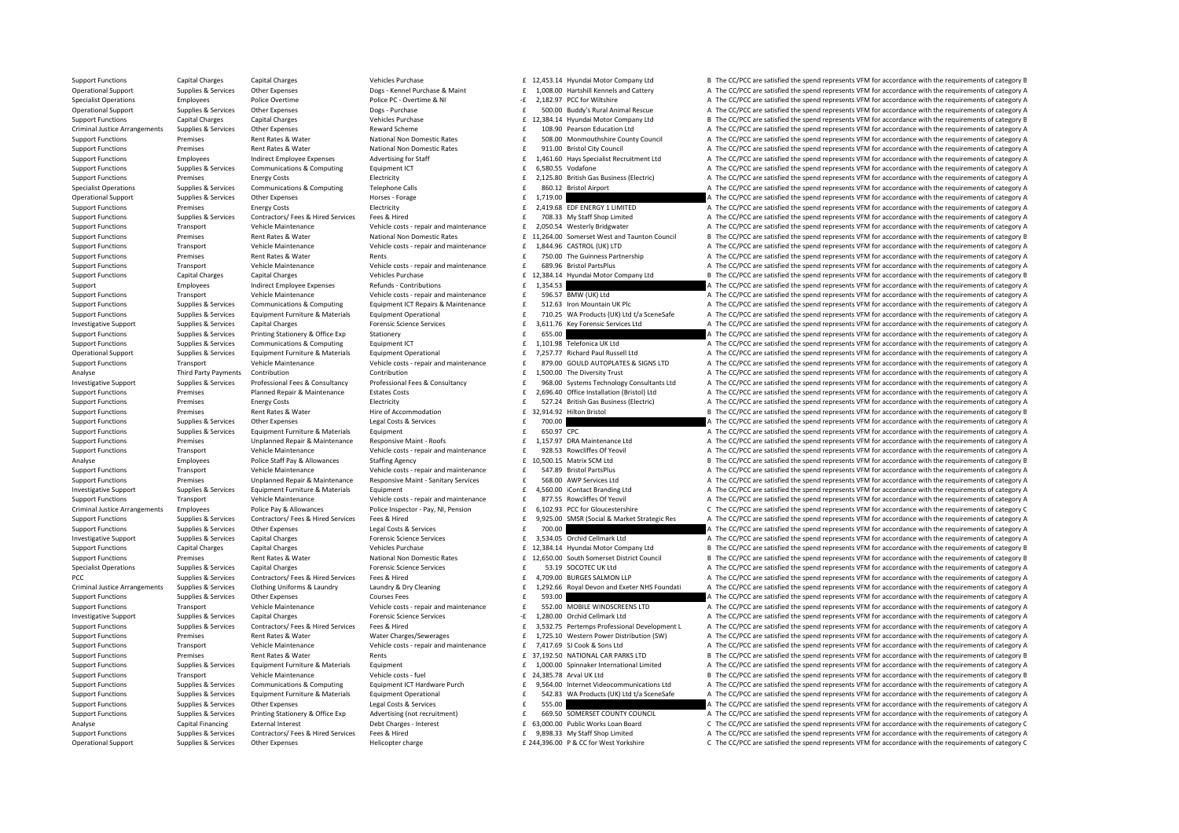| | | | | | | | |
|---|---|---|---|---|---|---|---|
| Support Functions | Capital Charges | Capital Charges | Vehicles Purchase | £ | 12,453.14 | Hyundai Motor Company Ltd | B The CC/PCC are satisfied the spend represents VFM for accordance with the requirements of category B |
| Operational Support | Supplies & Services | Other Expenses | Dogs - Kennel Purchase & Maint | £ | 1,008.00 | Hartshill Kennels and Cattery | A The CC/PCC are satisfied the spend represents VFM for accordance with the requirements of category A |
| Specialist Operations | Employees | Police Overtime | Police PC - Overtime & NI | -£ | 2,182.97 | PCC for Wiltshire | A The CC/PCC are satisfied the spend represents VFM for accordance with the requirements of category A |
| Operational Support | Supplies & Services | Other Expenses | Dogs - Purchase | £ | 500.00 | Buddy's Rural Animal Rescue | A The CC/PCC are satisfied the spend represents VFM for accordance with the requirements of category A |
| Support Functions | Capital Charges | Capital Charges | Vehicles Purchase | £ | 12,384.14 | Hyundai Motor Company Ltd | B The CC/PCC are satisfied the spend represents VFM for accordance with the requirements of category B |
| Criminal Justice Arrangements | Supplies & Services | Other Expenses | Reward Scheme | £ | 108.90 | Pearson Education Ltd | A The CC/PCC are satisfied the spend represents VFM for accordance with the requirements of category A |
| Support Functions | Premises | Rent Rates & Water | National Non Domestic Rates | £ | 508.00 | Monmouthshire County Council | A The CC/PCC are satisfied the spend represents VFM for accordance with the requirements of category A |
| Support Functions | Premises | Rent Rates & Water | National Non Domestic Rates | £ | 911.00 | Bristol City Council | A The CC/PCC are satisfied the spend represents VFM for accordance with the requirements of category A |
| Support Functions | Employees | Indirect Employee Expenses | Advertising for Staff | £ | 1,461.60 | Hays Specialist Recruitment Ltd | A The CC/PCC are satisfied the spend represents VFM for accordance with the requirements of category A |
| Support Functions | Supplies & Services | Communications & Computing | Equipment ICT | £ | 6,580.55 | Vodafone | A The CC/PCC are satisfied the spend represents VFM for accordance with the requirements of category A |
| Support Functions | Premises | Energy Costs | Electricity | £ | 2,125.80 | British Gas Business (Electric) | A The CC/PCC are satisfied the spend represents VFM for accordance with the requirements of category A |
| Specialist Operations | Supplies & Services | Communications & Computing | Telephone Calls | £ | 860.12 | Bristol Airport | A The CC/PCC are satisfied the spend represents VFM for accordance with the requirements of category A |
| Operational Support | Supplies & Services | Other Expenses | Horses - Forage | £ | 1,719.00 | | A The CC/PCC are satisfied the spend represents VFM for accordance with the requirements of category A |
| Support Functions | Premises | Energy Costs | Electricity | £ | 2,419.68 | EDF ENERGY 1 LIMITED | A The CC/PCC are satisfied the spend represents VFM for accordance with the requirements of category A |
| Support Functions | Supplies & Services | Contractors/ Fees & Hired Services | Fees & Hired | £ | 708.33 | My Staff Shop Limited | A The CC/PCC are satisfied the spend represents VFM for accordance with the requirements of category A |
| Support Functions | Transport | Vehicle Maintenance | Vehicle costs - repair and maintenance | £ | 2,050.54 | Westerly Bridgwater | A The CC/PCC are satisfied the spend represents VFM for accordance with the requirements of category A |
| Support Functions | Premises | Rent Rates & Water | National Non Domestic Rates | £ | 11,264.00 | Somerset West and Taunton Council | B The CC/PCC are satisfied the spend represents VFM for accordance with the requirements of category B |
| Support Functions | Transport | Vehicle Maintenance | Vehicle costs - repair and maintenance | £ | 1,844.96 | CASTROL (UK) LTD | A The CC/PCC are satisfied the spend represents VFM for accordance with the requirements of category A |
| Support Functions | Premises | Rent Rates & Water | Rents | £ | 750.00 | The Guinness Partnership | A The CC/PCC are satisfied the spend represents VFM for accordance with the requirements of category A |
| Support Functions | Transport | Vehicle Maintenance | Vehicle costs - repair and maintenance | £ | 689.96 | Bristol PartsPlus | A The CC/PCC are satisfied the spend represents VFM for accordance with the requirements of category A |
| Support Functions | Capital Charges | Capital Charges | Vehicles Purchase | £ | 12,384.14 | Hyundai Motor Company Ltd | B The CC/PCC are satisfied the spend represents VFM for accordance with the requirements of category B |
| Support | Employees | Indirect Employee Expenses | Refunds - Contributions | £ | 1,354.53 | | A The CC/PCC are satisfied the spend represents VFM for accordance with the requirements of category A |
| Support Functions | Transport | Vehicle Maintenance | Vehicle costs - repair and maintenance | £ | 596.57 | BMW (UK) Ltd | A The CC/PCC are satisfied the spend represents VFM for accordance with the requirements of category A |
| Support Functions | Supplies & Services | Communications & Computing | Equipment ICT Repairs & Maintenance | £ | 512.63 | Iron Mountain UK Plc | A The CC/PCC are satisfied the spend represents VFM for accordance with the requirements of category A |
| Support Functions | Supplies & Services | Equipment Furniture & Materials | Equipment Operational | £ | 710.25 | WA Products (UK) Ltd t/a SceneSafe | A The CC/PCC are satisfied the spend represents VFM for accordance with the requirements of category A |
| Investigative Support | Supplies & Services | Capital Charges | Forensic Science Services | £ | 3,611.76 | Key Forensic Services Ltd | A The CC/PCC are satisfied the spend represents VFM for accordance with the requirements of category A |
| Support Functions | Supplies & Services | Printing Stationery & Office Exp | Stationery | £ | 655.00 | | A The CC/PCC are satisfied the spend represents VFM for accordance with the requirements of category A |
| Support Functions | Supplies & Services | Communications & Computing | Equipment ICT | £ | 1,101.98 | Telefonica UK Ltd | A The CC/PCC are satisfied the spend represents VFM for accordance with the requirements of category A |
| Operational Support | Supplies & Services | Equipment Furniture & Materials | Equipment Operational | £ | 7,257.77 | Richard Paul Russell Ltd | A The CC/PCC are satisfied the spend represents VFM for accordance with the requirements of category A |
| Support Functions | Transport | Vehicle Maintenance | Vehicle costs - repair and maintenance | £ | 879.00 | GOULD AUTOPLATES & SIGNS LTD | A The CC/PCC are satisfied the spend represents VFM for accordance with the requirements of category A |
| Analyse | Third Party Payments | Contribution | Contribution | £ | 1,500.00 | The Diversity Trust | A The CC/PCC are satisfied the spend represents VFM for accordance with the requirements of category A |
| Investigative Support | Supplies & Services | Professional Fees & Consultancy | Professional Fees & Consultancy | £ | 968.00 | Systems Technology Consultants Ltd | A The CC/PCC are satisfied the spend represents VFM for accordance with the requirements of category A |
| Support Functions | Premises | Planned Repair & Maintenance | Estates Costs | £ | 2,696.40 | Office Installation (Bristol) Ltd | A The CC/PCC are satisfied the spend represents VFM for accordance with the requirements of category A |
| Support Functions | Premises | Energy Costs | Electricity | £ | 527.24 | British Gas Business (Electric) | A The CC/PCC are satisfied the spend represents VFM for accordance with the requirements of category A |
| Support Functions | Premises | Rent Rates & Water | Hire of Accommodation | £ | 32,914.92 | Hilton Bristol | B The CC/PCC are satisfied the spend represents VFM for accordance with the requirements of category B |
| Support Functions | Supplies & Services | Other Expenses | Legal Costs & Services | £ | 700.00 | | A The CC/PCC are satisfied the spend represents VFM for accordance with the requirements of category A |
| Support Functions | Supplies & Services | Equipment Furniture & Materials | Equipment | £ | 650.97 | CPC | A The CC/PCC are satisfied the spend represents VFM for accordance with the requirements of category A |
| Support Functions | Premises | Unplanned Repair & Maintenance | Responsive Maint - Roofs | £ | 1,157.97 | DRA Maintenance Ltd | A The CC/PCC are satisfied the spend represents VFM for accordance with the requirements of category A |
| Support Functions | Transport | Vehicle Maintenance | Vehicle costs - repair and maintenance | £ | 928.53 | Rowcliffes Of Yeovil | A The CC/PCC are satisfied the spend represents VFM for accordance with the requirements of category A |
| Analyse | Employees | Police Staff Pay & Allowances | Staffing Agency | £ | 10,500.15 | Matrix SCM Ltd | B The CC/PCC are satisfied the spend represents VFM for accordance with the requirements of category B |
| Support Functions | Transport | Vehicle Maintenance | Vehicle costs - repair and maintenance | £ | 547.89 | Bristol PartsPlus | A The CC/PCC are satisfied the spend represents VFM for accordance with the requirements of category A |
| Support Functions | Premises | Unplanned Repair & Maintenance | Responsive Maint - Sanitary Services | £ | 568.00 | AWP Services Ltd | A The CC/PCC are satisfied the spend represents VFM for accordance with the requirements of category A |
| Investigative Support | Supplies & Services | Equipment Furniture & Materials | Equipment | £ | 4,560.00 | iContact Branding Ltd | A The CC/PCC are satisfied the spend represents VFM for accordance with the requirements of category A |
| Support Functions | Transport | Vehicle Maintenance | Vehicle costs - repair and maintenance | £ | 877.55 | Rowcliffes Of Yeovil | A The CC/PCC are satisfied the spend represents VFM for accordance with the requirements of category A |
| Criminal Justice Arrangements | Employees | Police Pay & Allowances | Police Inspector - Pay, NI, Pension | £ | 6,102.93 | PCC for Gloucestershire | C The CC/PCC are satisfied the spend represents VFM for accordance with the requirements of category C |
| Support Functions | Supplies & Services | Contractors/ Fees & Hired Services | Fees & Hired | £ | 9,925.00 | SMSR (Social & Market Strategic Res | A The CC/PCC are satisfied the spend represents VFM for accordance with the requirements of category A |
| Support Functions | Supplies & Services | Other Expenses | Legal Costs & Services | £ | 700.00 | | A The CC/PCC are satisfied the spend represents VFM for accordance with the requirements of category A |
| Investigative Support | Supplies & Services | Capital Charges | Forensic Science Services | £ | 3,534.05 | Orchid Cellmark Ltd | A The CC/PCC are satisfied the spend represents VFM for accordance with the requirements of category A |
| Support Functions | Capital Charges | Capital Charges | Vehicles Purchase | £ | 12,384.14 | Hyundai Motor Company Ltd | B The CC/PCC are satisfied the spend represents VFM for accordance with the requirements of category B |
| Support Functions | Premises | Rent Rates & Water | National Non Domestic Rates | £ | 12,650.00 | South Somerset District Council | B The CC/PCC are satisfied the spend represents VFM for accordance with the requirements of category B |
| Specialist Operations | Supplies & Services | Capital Charges | Forensic Science Services | £ | 53.19 | SOCOTEC UK Ltd | A The CC/PCC are satisfied the spend represents VFM for accordance with the requirements of category A |
| PCC | Supplies & Services | Contractors/ Fees & Hired Services | Fees & Hired | £ | 4,709.00 | BURGES SALMON LLP | A The CC/PCC are satisfied the spend represents VFM for accordance with the requirements of category A |
| Criminal Justice Arrangements | Supplies & Services | Clothing Uniforms & Laundry | Laundry & Dry Cleaning | £ | 1,292.66 | Royal Devon and Exeter NHS Foundati | A The CC/PCC are satisfied the spend represents VFM for accordance with the requirements of category A |
| Support Functions | Supplies & Services | Other Expenses | Courses Fees | £ | 593.00 | | A The CC/PCC are satisfied the spend represents VFM for accordance with the requirements of category A |
| Support Functions | Transport | Vehicle Maintenance | Vehicle costs - repair and maintenance | £ | 552.00 | MOBILE WINDSCREENS LTD | A The CC/PCC are satisfied the spend represents VFM for accordance with the requirements of category A |
| Investigative Support | Supplies & Services | Capital Charges | Forensic Science Services | -£ | 1,280.00 | Orchid Cellmark Ltd | A The CC/PCC are satisfied the spend represents VFM for accordance with the requirements of category A |
| Support Functions | Supplies & Services | Contractors/ Fees & Hired Services | Fees & Hired | £ | 3,532.75 | Pertemps Professional Development L | A The CC/PCC are satisfied the spend represents VFM for accordance with the requirements of category A |
| Support Functions | Premises | Rent Rates & Water | Water Charges/Sewerages | £ | 1,725.10 | Western Power Distribution (SW) | A The CC/PCC are satisfied the spend represents VFM for accordance with the requirements of category A |
| Support Functions | Transport | Vehicle Maintenance | Vehicle costs - repair and maintenance | £ | 7,417.69 | SJ Cook & Sons Ltd | A The CC/PCC are satisfied the spend represents VFM for accordance with the requirements of category A |
| Support Functions | Premises | Rent Rates & Water | Rents | £ | 37,192.50 | NATIONAL CAR PARKS LTD | B The CC/PCC are satisfied the spend represents VFM for accordance with the requirements of category B |
| Support Functions | Supplies & Services | Equipment Furniture & Materials | Equipment | £ | 1,000.00 | Spinnaker International Limited | A The CC/PCC are satisfied the spend represents VFM for accordance with the requirements of category A |
| Support Functions | Transport | Vehicle Maintenance | Vehicle costs - fuel | £ | 24,385.78 | Arval UK Ltd | B The CC/PCC are satisfied the spend represents VFM for accordance with the requirements of category B |
| Support Functions | Supplies & Services | Communications & Computing | Equipment ICT Hardware Purch | £ | 9,564.00 | Internet Videocommunications Ltd | A The CC/PCC are satisfied the spend represents VFM for accordance with the requirements of category A |
| Support Functions | Supplies & Services | Equipment Furniture & Materials | Equipment Operational | £ | 542.83 | WA Products (UK) Ltd t/a SceneSafe | A The CC/PCC are satisfied the spend represents VFM for accordance with the requirements of category A |
| Support Functions | Supplies & Services | Other Expenses | Legal Costs & Services | £ | 555.00 | | A The CC/PCC are satisfied the spend represents VFM for accordance with the requirements of category A |
| Support Functions | Supplies & Services | Printing Stationery & Office Exp | Advertising (not recruitment) | £ | 669.50 | SOMERSET COUNTY COUNCIL | A The CC/PCC are satisfied the spend represents VFM for accordance with the requirements of category A |
| Analyse | Capital Financing | External Interest | Debt Charges - Interest | £ | 63,000.00 | Public Works Loan Board | C The CC/PCC are satisfied the spend represents VFM for accordance with the requirements of category C |
| Support Functions | Supplies & Services | Contractors/ Fees & Hired Services | Fees & Hired | £ | 9,898.33 | My Staff Shop Limited | A The CC/PCC are satisfied the spend represents VFM for accordance with the requirements of category A |
| Operational Support | Supplies & Services | Other Expenses | Helicopter charge | £ | 244,396.00 | P & CC for West Yorkshire | C The CC/PCC are satisfied the spend represents VFM for accordance with the requirements of category C |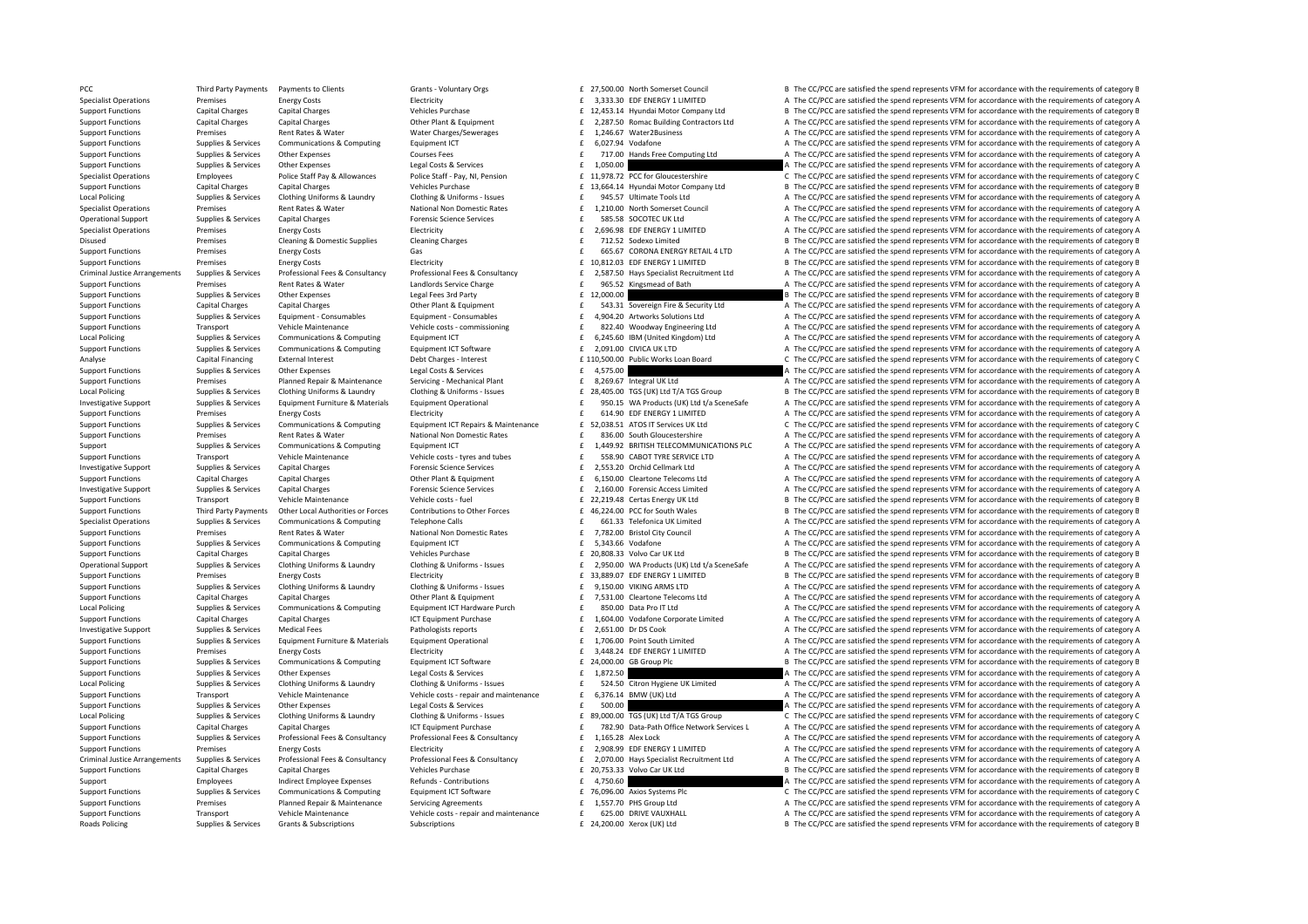| | | | | | | | |
|---|---|---|---|---|---|---|---|
| PCC | Third Party Payments | Payments to Clients | Grants - Voluntary Orgs | £ 27,500.00 | North Somerset Council | B | The CC/PCC are satisfied the spend represents VFM for accordance with the requirements of category B |
| Specialist Operations | Premises | Energy Costs | Electricity | £ 3,333.30 | EDF ENERGY 1 LIMITED | A | The CC/PCC are satisfied the spend represents VFM for accordance with the requirements of category A |
| Support Functions | Capital Charges | Capital Charges | Vehicles Purchase | £ 12,453.14 | Hyundai Motor Company Ltd | B | The CC/PCC are satisfied the spend represents VFM for accordance with the requirements of category B |
| Support Functions | Capital Charges | Capital Charges | Other Plant & Equipment | £ 2,287.50 | Romac Building Contractors Ltd | A | The CC/PCC are satisfied the spend represents VFM for accordance with the requirements of category A |
| Support Functions | Premises | Rent Rates & Water | Water Charges/Sewerages | £ 1,246.67 | Water2Business | A | The CC/PCC are satisfied the spend represents VFM for accordance with the requirements of category A |
| Support Functions | Supplies & Services | Communications & Computing | Equipment ICT | £ 6,027.94 | Vodafone | A | The CC/PCC are satisfied the spend represents VFM for accordance with the requirements of category A |
| Support Functions | Supplies & Services | Other Expenses | Courses Fees | £ 717.00 | Hands Free Computing Ltd | A | The CC/PCC are satisfied the spend represents VFM for accordance with the requirements of category A |
| Support Functions | Supplies & Services | Other Expenses | Legal Costs & Services | £ 1,050.00 | | A | The CC/PCC are satisfied the spend represents VFM for accordance with the requirements of category A |
| Specialist Operations | Employees | Police Staff Pay & Allowances | Police Staff - Pay, NI, Pension | £ 11,978.72 | PCC for Gloucestershire | C | The CC/PCC are satisfied the spend represents VFM for accordance with the requirements of category C |
| Support Functions | Capital Charges | Capital Charges | Vehicles Purchase | £ 13,664.14 | Hyundai Motor Company Ltd | B | The CC/PCC are satisfied the spend represents VFM for accordance with the requirements of category B |
| Local Policing | Supplies & Services | Clothing Uniforms & Laundry | Clothing & Uniforms - Issues | £ 945.57 | Ultimate Tools Ltd | A | The CC/PCC are satisfied the spend represents VFM for accordance with the requirements of category A |
| Specialist Operations | Premises | Rent Rates & Water | National Non Domestic Rates | £ 1,210.00 | North Somerset Council | A | The CC/PCC are satisfied the spend represents VFM for accordance with the requirements of category A |
| Operational Support | Supplies & Services | Capital Charges | Forensic Science Services | £ 585.58 | SOCOTEC UK Ltd | A | The CC/PCC are satisfied the spend represents VFM for accordance with the requirements of category A |
| Specialist Operations | Premises | Energy Costs | Electricity | £ 2,696.98 | EDF ENERGY 1 LIMITED | A | The CC/PCC are satisfied the spend represents VFM for accordance with the requirements of category A |
| Disused | Premises | Cleaning & Domestic Supplies | Cleaning Charges | £ 712.52 | Sodexo Limited | B | The CC/PCC are satisfied the spend represents VFM for accordance with the requirements of category B |
| Support Functions | Premises | Energy Costs | Gas | £ 665.67 | CORONA ENERGY RETAIL 4 LTD | A | The CC/PCC are satisfied the spend represents VFM for accordance with the requirements of category A |
| Support Functions | Premises | Energy Costs | Electricity | £ 10,812.03 | EDF ENERGY 1 LIMITED | B | The CC/PCC are satisfied the spend represents VFM for accordance with the requirements of category B |
| Criminal Justice Arrangements | Supplies & Services | Professional Fees & Consultancy | Professional Fees & Consultancy | £ 2,587.50 | Hays Specialist Recruitment Ltd | A | The CC/PCC are satisfied the spend represents VFM for accordance with the requirements of category A |
| Support Functions | Premises | Rent Rates & Water | Landlords Service Charge | £ 965.52 | Kingsmead of Bath | A | The CC/PCC are satisfied the spend represents VFM for accordance with the requirements of category A |
| Support Functions | Supplies & Services | Other Expenses | Legal Fees 3rd Party | £ 12,000.00 | | B | The CC/PCC are satisfied the spend represents VFM for accordance with the requirements of category B |
| Support Functions | Capital Charges | Capital Charges | Other Plant & Equipment | £ 543.31 | Sovereign Fire & Security Ltd | A | The CC/PCC are satisfied the spend represents VFM for accordance with the requirements of category A |
| Support Functions | Supplies & Services | Equipment - Consumables | Equipment - Consumables | £ 4,904.20 | Artworks Solutions Ltd | A | The CC/PCC are satisfied the spend represents VFM for accordance with the requirements of category A |
| Support Functions | Transport | Vehicle Maintenance | Vehicle costs - commissioning | £ 822.40 | Woodway Engineering Ltd | A | The CC/PCC are satisfied the spend represents VFM for accordance with the requirements of category A |
| Local Policing | Supplies & Services | Communications & Computing | Equipment ICT | £ 6,245.60 | IBM (United Kingdom) Ltd | A | The CC/PCC are satisfied the spend represents VFM for accordance with the requirements of category A |
| Support Functions | Supplies & Services | Communications & Computing | Equipment ICT Software | £ 2,091.00 | CIVICA UK LTD | A | The CC/PCC are satisfied the spend represents VFM for accordance with the requirements of category A |
| Analyse | Capital Financing | External Interest | Debt Charges - Interest | £ 110,500.00 | Public Works Loan Board | C | The CC/PCC are satisfied the spend represents VFM for accordance with the requirements of category C |
| Support Functions | Supplies & Services | Other Expenses | Legal Costs & Services | £ 4,575.00 | | A | The CC/PCC are satisfied the spend represents VFM for accordance with the requirements of category A |
| Support Functions | Premises | Planned Repair & Maintenance | Servicing - Mechanical Plant | £ 8,269.67 | Integral UK Ltd | A | The CC/PCC are satisfied the spend represents VFM for accordance with the requirements of category A |
| Local Policing | Supplies & Services | Clothing Uniforms & Laundry | Clothing & Uniforms - Issues | £ 28,405.00 | TGS (UK) Ltd T/A TGS Group | B | The CC/PCC are satisfied the spend represents VFM for accordance with the requirements of category B |
| Investigative Support | Supplies & Services | Equipment Furniture & Materials | Equipment Operational | £ 950.15 | WA Products (UK) Ltd t/a SceneSafe | A | The CC/PCC are satisfied the spend represents VFM for accordance with the requirements of category A |
| Support Functions | Premises | Energy Costs | Electricity | £ 614.90 | EDF ENERGY 1 LIMITED | A | The CC/PCC are satisfied the spend represents VFM for accordance with the requirements of category A |
| Support Functions | Supplies & Services | Communications & Computing | Equipment ICT Repairs & Maintenance | £ 52,038.51 | ATOS IT Services UK Ltd | C | The CC/PCC are satisfied the spend represents VFM for accordance with the requirements of category C |
| Support Functions | Premises | Rent Rates & Water | National Non Domestic Rates | £ 836.00 | South Gloucestershire | A | The CC/PCC are satisfied the spend represents VFM for accordance with the requirements of category A |
| Support | Supplies & Services | Communications & Computing | Equipment ICT | £ 1,449.92 | BRITISH TELECOMMUNICATIONS PLC | A | The CC/PCC are satisfied the spend represents VFM for accordance with the requirements of category A |
| Support Functions | Transport | Vehicle Maintenance | Vehicle costs - tyres and tubes | £ 558.90 | CABOT TYRE SERVICE LTD | A | The CC/PCC are satisfied the spend represents VFM for accordance with the requirements of category A |
| Investigative Support | Supplies & Services | Capital Charges | Forensic Science Services | £ 2,553.20 | Orchid Cellmark Ltd | A | The CC/PCC are satisfied the spend represents VFM for accordance with the requirements of category A |
| Support Functions | Capital Charges | Capital Charges | Other Plant & Equipment | £ 6,150.00 | Cleartone Telecoms Ltd | A | The CC/PCC are satisfied the spend represents VFM for accordance with the requirements of category A |
| Investigative Support | Supplies & Services | Capital Charges | Forensic Science Services | £ 2,160.00 | Forensic Access Limited | A | The CC/PCC are satisfied the spend represents VFM for accordance with the requirements of category A |
| Support Functions | Transport | Vehicle Maintenance | Vehicle costs - fuel | £ 22,219.48 | Certas Energy UK Ltd | B | The CC/PCC are satisfied the spend represents VFM for accordance with the requirements of category B |
| Support Functions | Third Party Payments | Other Local Authorities or Forces | Contributions to Other Forces | £ 46,224.00 | PCC for South Wales | B | The CC/PCC are satisfied the spend represents VFM for accordance with the requirements of category B |
| Specialist Operations | Supplies & Services | Communications & Computing | Telephone Calls | £ 661.33 | Telefonica UK Limited | A | The CC/PCC are satisfied the spend represents VFM for accordance with the requirements of category A |
| Support Functions | Premises | Rent Rates & Water | National Non Domestic Rates | £ 7,782.00 | Bristol City Council | A | The CC/PCC are satisfied the spend represents VFM for accordance with the requirements of category A |
| Support Functions | Supplies & Services | Communications & Computing | Equipment ICT | £ 5,343.66 | Vodafone | A | The CC/PCC are satisfied the spend represents VFM for accordance with the requirements of category A |
| Support Functions | Capital Charges | Capital Charges | Vehicles Purchase | £ 20,808.33 | Volvo Car UK Ltd | B | The CC/PCC are satisfied the spend represents VFM for accordance with the requirements of category B |
| Operational Support | Supplies & Services | Clothing Uniforms & Laundry | Clothing & Uniforms - Issues | £ 2,950.00 | WA Products (UK) Ltd t/a SceneSafe | A | The CC/PCC are satisfied the spend represents VFM for accordance with the requirements of category A |
| Support Functions | Premises | Energy Costs | Electricity | £ 33,889.07 | EDF ENERGY 1 LIMITED | B | The CC/PCC are satisfied the spend represents VFM for accordance with the requirements of category B |
| Support Functions | Supplies & Services | Clothing Uniforms & Laundry | Clothing & Uniforms - Issues | £ 9,150.00 | VIKING ARMS LTD | A | The CC/PCC are satisfied the spend represents VFM for accordance with the requirements of category A |
| Support Functions | Capital Charges | Capital Charges | Other Plant & Equipment | £ 7,531.00 | Cleartone Telecoms Ltd | A | The CC/PCC are satisfied the spend represents VFM for accordance with the requirements of category A |
| Local Policing | Supplies & Services | Communications & Computing | Equipment ICT Hardware Purch | £ 850.00 | Data Pro IT Ltd | A | The CC/PCC are satisfied the spend represents VFM for accordance with the requirements of category A |
| Support Functions | Capital Charges | Capital Charges | ICT Equipment Purchase | £ 1,604.00 | Vodafone Corporate Limited | A | The CC/PCC are satisfied the spend represents VFM for accordance with the requirements of category A |
| Investigative Support | Supplies & Services | Medical Fees | Pathologists reports | £ 2,651.00 | Dr DS Cook | A | The CC/PCC are satisfied the spend represents VFM for accordance with the requirements of category A |
| Support Functions | Supplies & Services | Equipment Furniture & Materials | Equipment Operational | £ 1,706.00 | Point South Limited | A | The CC/PCC are satisfied the spend represents VFM for accordance with the requirements of category A |
| Support Functions | Premises | Energy Costs | Electricity | £ 3,448.24 | EDF ENERGY 1 LIMITED | A | The CC/PCC are satisfied the spend represents VFM for accordance with the requirements of category A |
| Support Functions | Supplies & Services | Communications & Computing | Equipment ICT Software | £ 24,000.00 | GB Group Plc | B | The CC/PCC are satisfied the spend represents VFM for accordance with the requirements of category B |
| Support Functions | Supplies & Services | Other Expenses | Legal Costs & Services | £ 1,872.50 | | A | The CC/PCC are satisfied the spend represents VFM for accordance with the requirements of category A |
| Local Policing | Supplies & Services | Clothing Uniforms & Laundry | Clothing & Uniforms - Issues | £ 524.50 | Citron Hygiene UK Limited | A | The CC/PCC are satisfied the spend represents VFM for accordance with the requirements of category A |
| Support Functions | Transport | Vehicle Maintenance | Vehicle costs - repair and maintenance | £ 6,376.14 | BMW (UK) Ltd | A | The CC/PCC are satisfied the spend represents VFM for accordance with the requirements of category A |
| Support Functions | Supplies & Services | Other Expenses | Legal Costs & Services | £ 500.00 | | A | The CC/PCC are satisfied the spend represents VFM for accordance with the requirements of category A |
| Local Policing | Supplies & Services | Clothing Uniforms & Laundry | Clothing & Uniforms - Issues | £ 89,000.00 | TGS (UK) Ltd T/A TGS Group | C | The CC/PCC are satisfied the spend represents VFM for accordance with the requirements of category C |
| Support Functions | Capital Charges | Capital Charges | ICT Equipment Purchase | £ 782.90 | Data-Path Office Network Services L | A | The CC/PCC are satisfied the spend represents VFM for accordance with the requirements of category A |
| Support Functions | Supplies & Services | Professional Fees & Consultancy | Professional Fees & Consultancy | £ 1,165.28 | Alex Lock | A | The CC/PCC are satisfied the spend represents VFM for accordance with the requirements of category A |
| Support Functions | Premises | Energy Costs | Electricity | £ 2,908.99 | EDF ENERGY 1 LIMITED | A | The CC/PCC are satisfied the spend represents VFM for accordance with the requirements of category A |
| Criminal Justice Arrangements | Supplies & Services | Professional Fees & Consultancy | Professional Fees & Consultancy | £ 2,070.00 | Hays Specialist Recruitment Ltd | A | The CC/PCC are satisfied the spend represents VFM for accordance with the requirements of category A |
| Support Functions | Capital Charges | Capital Charges | Vehicles Purchase | £ 20,753.33 | Volvo Car UK Ltd | B | The CC/PCC are satisfied the spend represents VFM for accordance with the requirements of category B |
| Support | Employees | Indirect Employee Expenses | Refunds - Contributions | £ 4,750.60 | | A | The CC/PCC are satisfied the spend represents VFM for accordance with the requirements of category A |
| Support Functions | Supplies & Services | Communications & Computing | Equipment ICT Software | £ 76,096.00 | Axios Systems Plc | C | The CC/PCC are satisfied the spend represents VFM for accordance with the requirements of category C |
| Support Functions | Premises | Planned Repair & Maintenance | Servicing Agreements | £ 1,557.70 | PHS Group Ltd | A | The CC/PCC are satisfied the spend represents VFM for accordance with the requirements of category A |
| Support Functions | Transport | Vehicle Maintenance | Vehicle costs - repair and maintenance | £ 625.00 | DRIVE VAUXHALL | A | The CC/PCC are satisfied the spend represents VFM for accordance with the requirements of category A |
| Roads Policing | Supplies & Services | Grants & Subscriptions | Subscriptions | £ 24,200.00 | Xerox (UK) Ltd | B | The CC/PCC are satisfied the spend represents VFM for accordance with the requirements of category B |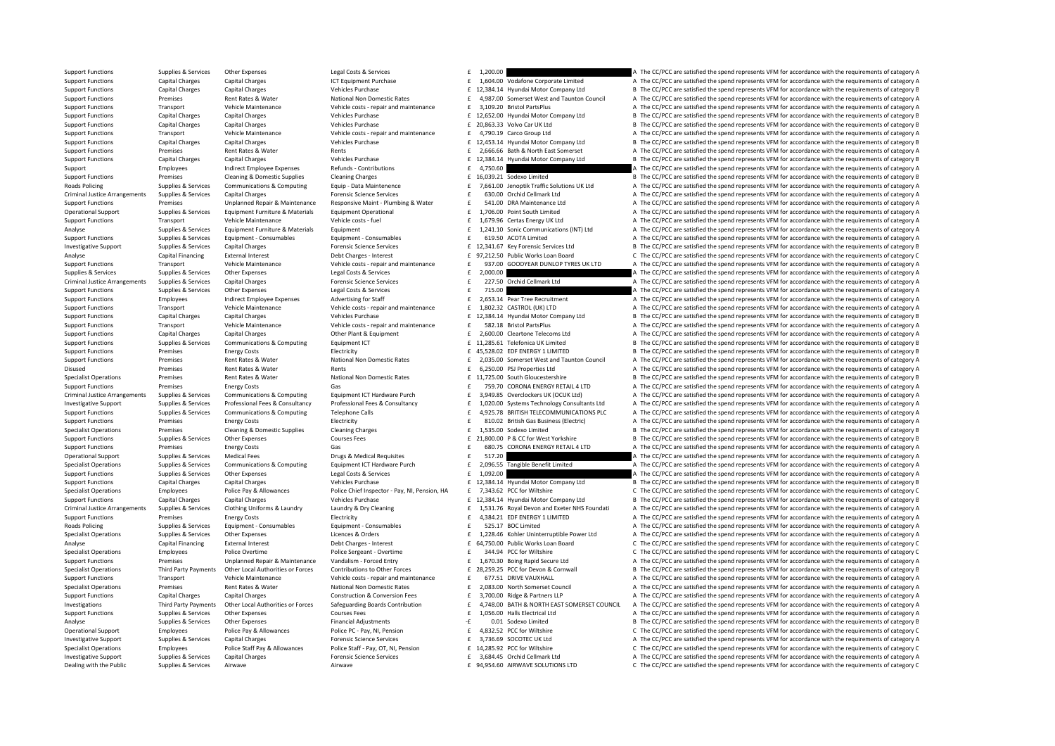| | | | | | | | |
|---|---|---|---|---|---|---|---|
| Support Functions | Supplies & Services | Other Expenses | Legal Costs & Services | £ 1,200.00 | | A | The CC/PCC are satisfied the spend represents VFM for accordance with the requirements of category A |
| Support Functions | Capital Charges | Capital Charges | ICT Equipment Purchase | £ 1,604.00 | Vodafone Corporate Limited | A | The CC/PCC are satisfied the spend represents VFM for accordance with the requirements of category A |
| Support Functions | Capital Charges | Capital Charges | Vehicles Purchase | £ 12,384.14 | Hyundai Motor Company Ltd | B | The CC/PCC are satisfied the spend represents VFM for accordance with the requirements of category B |
| Support Functions | Premises | Rent Rates & Water | National Non Domestic Rates | £ 4,987.00 | Somerset West and Taunton Council | A | The CC/PCC are satisfied the spend represents VFM for accordance with the requirements of category A |
| Support Functions | Transport | Vehicle Maintenance | Vehicle costs - repair and maintenance | £ 3,109.20 | Bristol PartsPlus | A | The CC/PCC are satisfied the spend represents VFM for accordance with the requirements of category A |
| Support Functions | Capital Charges | Capital Charges | Vehicles Purchase | £ 12,652.00 | Hyundai Motor Company Ltd | B | The CC/PCC are satisfied the spend represents VFM for accordance with the requirements of category B |
| Support Functions | Capital Charges | Capital Charges | Vehicles Purchase | £ 20,863.33 | Volvo Car UK Ltd | B | The CC/PCC are satisfied the spend represents VFM for accordance with the requirements of category B |
| Support Functions | Transport | Vehicle Maintenance | Vehicle costs - repair and maintenance | £ 4,790.19 | Carco Group Ltd | A | The CC/PCC are satisfied the spend represents VFM for accordance with the requirements of category A |
| Support Functions | Capital Charges | Capital Charges | Vehicles Purchase | £ 12,453.14 | Hyundai Motor Company Ltd | B | The CC/PCC are satisfied the spend represents VFM for accordance with the requirements of category B |
| Support Functions | Premises | Rent Rates & Water | Rents | £ 2,666.66 | Bath & North East Somerset | A | The CC/PCC are satisfied the spend represents VFM for accordance with the requirements of category A |
| Support Functions | Capital Charges | Capital Charges | Vehicles Purchase | £ 12,384.14 | Hyundai Motor Company Ltd | B | The CC/PCC are satisfied the spend represents VFM for accordance with the requirements of category B |
| Support | Employees | Indirect Employee Expenses | Refunds - Contributions | £ 4,750.60 | | A | The CC/PCC are satisfied the spend represents VFM for accordance with the requirements of category A |
| Support Functions | Premises | Cleaning & Domestic Supplies | Cleaning Charges | £ 16,039.21 | Sodexo Limited | B | The CC/PCC are satisfied the spend represents VFM for accordance with the requirements of category B |
| Roads Policing | Supplies & Services | Communications & Computing | Equip - Data Maintenence | £ 7,661.00 | Jenoptik Traffic Solutions UK Ltd | A | The CC/PCC are satisfied the spend represents VFM for accordance with the requirements of category A |
| Criminal Justice Arrangements | Supplies & Services | Capital Charges | Forensic Science Services | £ 630.00 | Orchid Cellmark Ltd | A | The CC/PCC are satisfied the spend represents VFM for accordance with the requirements of category A |
| Support Functions | Premises | Unplanned Repair & Maintenance | Responsive Maint - Plumbing & Water | £ 541.00 | DRA Maintenance Ltd | A | The CC/PCC are satisfied the spend represents VFM for accordance with the requirements of category A |
| Operational Support | Supplies & Services | Equipment Furniture & Materials | Equipment Operational | £ 1,706.00 | Point South Limited | A | The CC/PCC are satisfied the spend represents VFM for accordance with the requirements of category A |
| Support Functions | Transport | Vehicle Maintenance | Vehicle costs - fuel | £ 1,679.96 | Certas Energy UK Ltd | A | The CC/PCC are satisfied the spend represents VFM for accordance with the requirements of category A |
| Analyse | Supplies & Services | Equipment Furniture & Materials | Equipment | £ 1,241.10 | Sonic Communications (INT) Ltd | A | The CC/PCC are satisfied the spend represents VFM for accordance with the requirements of category A |
| Support Functions | Supplies & Services | Equipment - Consumables | Equipment - Consumables | £ 619.50 | ACOTA Limited | A | The CC/PCC are satisfied the spend represents VFM for accordance with the requirements of category A |
| Investigative Support | Supplies & Services | Capital Charges | Forensic Science Services | £ 12,341.67 | Key Forensic Services Ltd | B | The CC/PCC are satisfied the spend represents VFM for accordance with the requirements of category B |
| Analyse | Capital Financing | External Interest | Debt Charges - Interest | £ 97,212.50 | Public Works Loan Board | C | The CC/PCC are satisfied the spend represents VFM for accordance with the requirements of category C |
| Support Functions | Transport | Vehicle Maintenance | Vehicle costs - repair and maintenance | £ 937.00 | GOODYEAR DUNLOP TYRES UK LTD | A | The CC/PCC are satisfied the spend represents VFM for accordance with the requirements of category A |
| Supplies & Services | Supplies & Services | Other Expenses | Legal Costs & Services | £ 2,000.00 | | A | The CC/PCC are satisfied the spend represents VFM for accordance with the requirements of category A |
| Criminal Justice Arrangements | Supplies & Services | Capital Charges | Forensic Science Services | £ 227.50 | Orchid Cellmark Ltd | A | The CC/PCC are satisfied the spend represents VFM for accordance with the requirements of category A |
| Support Functions | Supplies & Services | Other Expenses | Legal Costs & Services | £ 715.00 | | A | The CC/PCC are satisfied the spend represents VFM for accordance with the requirements of category A |
| Support Functions | Employees | Indirect Employee Expenses | Advertising for Staff | £ 2,653.14 | Pear Tree Recruitment | A | The CC/PCC are satisfied the spend represents VFM for accordance with the requirements of category A |
| Support Functions | Transport | Vehicle Maintenance | Vehicle costs - repair and maintenance | £ 1,802.32 | CASTROL (UK) LTD | A | The CC/PCC are satisfied the spend represents VFM for accordance with the requirements of category A |
| Support Functions | Capital Charges | Capital Charges | Vehicles Purchase | £ 12,384.14 | Hyundai Motor Company Ltd | B | The CC/PCC are satisfied the spend represents VFM for accordance with the requirements of category B |
| Support Functions | Transport | Vehicle Maintenance | Vehicle costs - repair and maintenance | £ 582.18 | Bristol PartsPlus | A | The CC/PCC are satisfied the spend represents VFM for accordance with the requirements of category A |
| Support Functions | Capital Charges | Capital Charges | Other Plant & Equipment | £ 2,600.00 | Cleartone Telecoms Ltd | A | The CC/PCC are satisfied the spend represents VFM for accordance with the requirements of category A |
| Support Functions | Supplies & Services | Communications & Computing | Equipment ICT | £ 11,285.61 | Telefonica UK Limited | B | The CC/PCC are satisfied the spend represents VFM for accordance with the requirements of category B |
| Support Functions | Premises | Energy Costs | Electricity | £ 45,528.02 | EDF ENERGY 1 LIMITED | B | The CC/PCC are satisfied the spend represents VFM for accordance with the requirements of category B |
| Support Functions | Premises | Rent Rates & Water | National Non Domestic Rates | £ 2,035.00 | Somerset West and Taunton Council | A | The CC/PCC are satisfied the spend represents VFM for accordance with the requirements of category A |
| Disused | Premises | Rent Rates & Water | Rents | £ 6,250.00 | PSJ Properties Ltd | A | The CC/PCC are satisfied the spend represents VFM for accordance with the requirements of category A |
| Specialist Operations | Premises | Rent Rates & Water | National Non Domestic Rates | £ 11,725.00 | South Gloucestershire | B | The CC/PCC are satisfied the spend represents VFM for accordance with the requirements of category B |
| Support Functions | Premises | Energy Costs | Gas | £ 759.70 | CORONA ENERGY RETAIL 4 LTD | A | The CC/PCC are satisfied the spend represents VFM for accordance with the requirements of category A |
| Criminal Justice Arrangements | Supplies & Services | Communications & Computing | Equipment ICT Hardware Purch | £ 3,949.85 | Overclockers UK (OCUK Ltd) | A | The CC/PCC are satisfied the spend represents VFM for accordance with the requirements of category A |
| Investigative Support | Supplies & Services | Professional Fees & Consultancy | Professional Fees & Consultancy | £ 1,020.00 | Systems Technology Consultants Ltd | A | The CC/PCC are satisfied the spend represents VFM for accordance with the requirements of category A |
| Support Functions | Supplies & Services | Communications & Computing | Telephone Calls | £ 4,925.78 | BRITISH TELECOMMUNICATIONS PLC | A | The CC/PCC are satisfied the spend represents VFM for accordance with the requirements of category A |
| Support Functions | Premises | Energy Costs | Electricity | £ 810.02 | British Gas Business (Electric) | A | The CC/PCC are satisfied the spend represents VFM for accordance with the requirements of category A |
| Specialist Operations | Premises | Cleaning & Domestic Supplies | Cleaning Charges | £ 1,535.00 | Sodexo Limited | B | The CC/PCC are satisfied the spend represents VFM for accordance with the requirements of category B |
| Support Functions | Supplies & Services | Other Expenses | Courses Fees | £ 21,800.00 | P & CC for West Yorkshire | B | The CC/PCC are satisfied the spend represents VFM for accordance with the requirements of category B |
| Support Functions | Premises | Energy Costs | Gas | £ 680.75 | CORONA ENERGY RETAIL 4 LTD | A | The CC/PCC are satisfied the spend represents VFM for accordance with the requirements of category A |
| Operational Support | Supplies & Services | Medical Fees | Drugs & Medical Requisites | £ 517.20 | | A | The CC/PCC are satisfied the spend represents VFM for accordance with the requirements of category A |
| Specialist Operations | Supplies & Services | Communications & Computing | Equipment ICT Hardware Purch | £ 2,096.55 | Tangible Benefit Limited | A | The CC/PCC are satisfied the spend represents VFM for accordance with the requirements of category A |
| Support Functions | Supplies & Services | Other Expenses | Legal Costs & Services | £ 1,092.00 | | A | The CC/PCC are satisfied the spend represents VFM for accordance with the requirements of category A |
| Support Functions | Capital Charges | Capital Charges | Vehicles Purchase | £ 12,384.14 | Hyundai Motor Company Ltd | B | The CC/PCC are satisfied the spend represents VFM for accordance with the requirements of category B |
| Specialist Operations | Employees | Police Pay & Allowances | Police Chief Inspector - Pay, NI, Pension, HA | £ 7,343.62 | PCC for Wiltshire | C | The CC/PCC are satisfied the spend represents VFM for accordance with the requirements of category C |
| Support Functions | Capital Charges | Capital Charges | Vehicles Purchase | £ 12,384.14 | Hyundai Motor Company Ltd | B | The CC/PCC are satisfied the spend represents VFM for accordance with the requirements of category B |
| Criminal Justice Arrangements | Supplies & Services | Clothing Uniforms & Laundry | Laundry & Dry Cleaning | £ 1,531.76 | Royal Devon and Exeter NHS Foundati | A | The CC/PCC are satisfied the spend represents VFM for accordance with the requirements of category A |
| Support Functions | Premises | Energy Costs | Electricity | £ 4,384.21 | EDF ENERGY 1 LIMITED | A | The CC/PCC are satisfied the spend represents VFM for accordance with the requirements of category A |
| Roads Policing | Supplies & Services | Equipment - Consumables | Equipment - Consumables | £ 525.17 | BOC Limited | A | The CC/PCC are satisfied the spend represents VFM for accordance with the requirements of category A |
| Specialist Operations | Supplies & Services | Other Expenses | Licences & Orders | £ 1,228.46 | Kohler Uninterruptible Power Ltd | A | The CC/PCC are satisfied the spend represents VFM for accordance with the requirements of category A |
| Analyse | Capital Financing | External Interest | Debt Charges - Interest | £ 64,750.00 | Public Works Loan Board | C | The CC/PCC are satisfied the spend represents VFM for accordance with the requirements of category C |
| Specialist Operations | Employees | Police Overtime | Police Sergeant - Overtime | £ 344.94 | PCC for Wiltshire | C | The CC/PCC are satisfied the spend represents VFM for accordance with the requirements of category C |
| Support Functions | Premises | Unplanned Repair & Maintenance | Vandalism - Forced Entry | £ 1,670.30 | Boing Rapid Secure Ltd | A | The CC/PCC are satisfied the spend represents VFM for accordance with the requirements of category A |
| Specialist Operations | Third Party Payments | Other Local Authorities or Forces | Contributions to Other Forces | £ 28,259.25 | PCC for Devon & Cornwall | B | The CC/PCC are satisfied the spend represents VFM for accordance with the requirements of category B |
| Support Functions | Transport | Vehicle Maintenance | Vehicle costs - repair and maintenance | £ 677.51 | DRIVE VAUXHALL | A | The CC/PCC are satisfied the spend represents VFM for accordance with the requirements of category A |
| Specialist Operations | Premises | Rent Rates & Water | National Non Domestic Rates | £ 2,083.00 | North Somerset Council | A | The CC/PCC are satisfied the spend represents VFM for accordance with the requirements of category A |
| Support Functions | Capital Charges | Capital Charges | Construction & Conversion Fees | £ 3,700.00 | Ridge & Partners LLP | A | The CC/PCC are satisfied the spend represents VFM for accordance with the requirements of category A |
| Investigations | Third Party Payments | Other Local Authorities or Forces | Safeguarding Boards Contribution | £ 4,748.00 | BATH & NORTH EAST SOMERSET COUNCIL | A | The CC/PCC are satisfied the spend represents VFM for accordance with the requirements of category A |
| Support Functions | Supplies & Services | Other Expenses | Courses Fees | £ 1,056.00 | Halls Electrical Ltd | A | The CC/PCC are satisfied the spend represents VFM for accordance with the requirements of category A |
| Analyse | Supplies & Services | Other Expenses | Financial Adjustments | -£ 0.01 | Sodexo Limited | B | The CC/PCC are satisfied the spend represents VFM for accordance with the requirements of category B |
| Operational Support | Employees | Police Pay & Allowances | Police PC - Pay, NI, Pension | £ 4,832.52 | PCC for Wiltshire | C | The CC/PCC are satisfied the spend represents VFM for accordance with the requirements of category C |
| Investigative Support | Supplies & Services | Capital Charges | Forensic Science Services | £ 3,736.69 | SOCOTEC UK Ltd | A | The CC/PCC are satisfied the spend represents VFM for accordance with the requirements of category A |
| Specialist Operations | Employees | Police Staff Pay & Allowances | Police Staff - Pay, OT, NI, Pension | £ 14,285.92 | PCC for Wiltshire | C | The CC/PCC are satisfied the spend represents VFM for accordance with the requirements of category C |
| Investigative Support | Supplies & Services | Capital Charges | Forensic Science Services | £ 3,684.45 | Orchid Cellmark Ltd | A | The CC/PCC are satisfied the spend represents VFM for accordance with the requirements of category A |
| Dealing with the Public | Supplies & Services | Airwave | Airwave | £ 94,954.60 | AIRWAVE SOLUTIONS LTD | C | The CC/PCC are satisfied the spend represents VFM for accordance with the requirements of category C |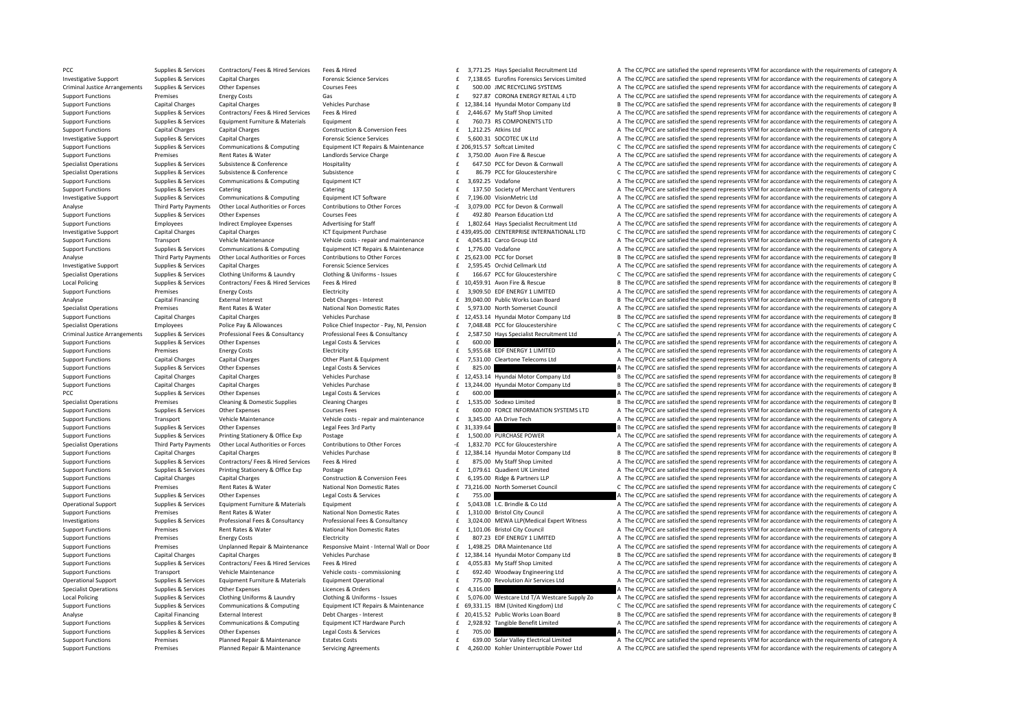| | | | | | | | |
|---|---|---|---|---|---|---|---|
| PCC | Supplies & Services | Contractors/ Fees & Hired Services | Fees & Hired | £ 3,771.25 | Hays Specialist Recruitment Ltd | A | The CC/PCC are satisfied the spend represents VFM for accordance with the requirements of category A |
| Investigative Support | Supplies & Services | Capital Charges | Forensic Science Services | £ 7,138.65 | Eurofins Forensics Services Limited | A | The CC/PCC are satisfied the spend represents VFM for accordance with the requirements of category A |
| Criminal Justice Arrangements | Supplies & Services | Other Expenses | Courses Fees | £ 500.00 | JMC RECYCLING SYSTEMS | A | The CC/PCC are satisfied the spend represents VFM for accordance with the requirements of category A |
| Support Functions | Premises | Energy Costs | Gas | £ 927.87 | CORONA ENERGY RETAIL 4 LTD | A | The CC/PCC are satisfied the spend represents VFM for accordance with the requirements of category A |
| Support Functions | Capital Charges | Capital Charges | Vehicles Purchase | £ 12,384.14 | Hyundai Motor Company Ltd | B | The CC/PCC are satisfied the spend represents VFM for accordance with the requirements of category B |
| Support Functions | Supplies & Services | Contractors/ Fees & Hired Services | Fees & Hired | £ 2,446.67 | My Staff Shop Limited | A | The CC/PCC are satisfied the spend represents VFM for accordance with the requirements of category A |
| Support Functions | Supplies & Services | Equipment Furniture & Materials | Equipment | £ 760.73 | RS COMPONENTS LTD | A | The CC/PCC are satisfied the spend represents VFM for accordance with the requirements of category A |
| Support Functions | Capital Charges | Capital Charges | Construction & Conversion Fees | £ 1,212.25 | Atkins Ltd | A | The CC/PCC are satisfied the spend represents VFM for accordance with the requirements of category A |
| Investigative Support | Supplies & Services | Capital Charges | Forensic Science Services | £ 5,600.31 | SOCOTEC UK Ltd | A | The CC/PCC are satisfied the spend represents VFM for accordance with the requirements of category A |
| Support Functions | Supplies & Services | Communications & Computing | Equipment ICT Repairs & Maintenance | £ 206,915.57 | Softcat Limited | C | The CC/PCC are satisfied the spend represents VFM for accordance with the requirements of category C |
| Support Functions | Premises | Rent Rates & Water | Landlords Service Charge | £ 3,750.00 | Avon Fire & Rescue | A | The CC/PCC are satisfied the spend represents VFM for accordance with the requirements of category A |
| Specialist Operations | Supplies & Services | Subsistence & Conference | Hospitality | £ 647.50 | PCC for Devon & Cornwall | A | The CC/PCC are satisfied the spend represents VFM for accordance with the requirements of category A |
| Specialist Operations | Supplies & Services | Subsistence & Conference | Subsistence | £ 86.79 | PCC for Gloucestershire | C | The CC/PCC are satisfied the spend represents VFM for accordance with the requirements of category C |
| Support Functions | Supplies & Services | Communications & Computing | Equipment ICT | £ 3,692.25 | Vodafone | A | The CC/PCC are satisfied the spend represents VFM for accordance with the requirements of category A |
| Support Functions | Supplies & Services | Catering | Catering | £ 137.50 | Society of Merchant Venturers | A | The CC/PCC are satisfied the spend represents VFM for accordance with the requirements of category A |
| Investigative Support | Supplies & Services | Communications & Computing | Equipment ICT Software | £ 7,196.00 | VisionMetric Ltd | A | The CC/PCC are satisfied the spend represents VFM for accordance with the requirements of category A |
| Analyse | Third Party Payments | Other Local Authorities or Forces | Contributions to Other Forces | -£ 3,079.00 | PCC for Devon & Cornwall | A | The CC/PCC are satisfied the spend represents VFM for accordance with the requirements of category A |
| Support Functions | Supplies & Services | Other Expenses | Courses Fees | £ 492.80 | Pearson Education Ltd | A | The CC/PCC are satisfied the spend represents VFM for accordance with the requirements of category A |
| Support Functions | Employees | Indirect Employee Expenses | Advertising for Staff | £ 1,802.64 | Hays Specialist Recruitment Ltd | A | The CC/PCC are satisfied the spend represents VFM for accordance with the requirements of category A |
| Investigative Support | Capital Charges | Capital Charges | ICT Equipment Purchase | £ 439,495.00 | CENTERPRISE INTERNATIONAL LTD | C | The CC/PCC are satisfied the spend represents VFM for accordance with the requirements of category C |
| Support Functions | Transport | Vehicle Maintenance | Vehicle costs - repair and maintenance | £ 4,045.81 | Carco Group Ltd | A | The CC/PCC are satisfied the spend represents VFM for accordance with the requirements of category A |
| Support Functions | Supplies & Services | Communications & Computing | Equipment ICT Repairs & Maintenance | £ 1,776.00 | Vodafone | A | The CC/PCC are satisfied the spend represents VFM for accordance with the requirements of category A |
| Analyse | Third Party Payments | Other Local Authorities or Forces | Contributions to Other Forces | £ 25,623.00 | PCC for Dorset | B | The CC/PCC are satisfied the spend represents VFM for accordance with the requirements of category B |
| Investigative Support | Supplies & Services | Capital Charges | Forensic Science Services | £ 2,595.45 | Orchid Cellmark Ltd | A | The CC/PCC are satisfied the spend represents VFM for accordance with the requirements of category A |
| Specialist Operations | Supplies & Services | Clothing Uniforms & Laundry | Clothing & Uniforms - Issues | £ 166.67 | PCC for Gloucestershire | C | The CC/PCC are satisfied the spend represents VFM for accordance with the requirements of category C |
| Local Policing | Supplies & Services | Contractors/ Fees & Hired Services | Fees & Hired | £ 10,459.91 | Avon Fire & Rescue | B | The CC/PCC are satisfied the spend represents VFM for accordance with the requirements of category B |
| Support Functions | Premises | Energy Costs | Electricity | £ 3,909.50 | EDF ENERGY 1 LIMITED | A | The CC/PCC are satisfied the spend represents VFM for accordance with the requirements of category A |
| Analyse | Capital Financing | External Interest | Debt Charges - Interest | £ 39,040.00 | Public Works Loan Board | B | The CC/PCC are satisfied the spend represents VFM for accordance with the requirements of category B |
| Specialist Operations | Premises | Rent Rates & Water | National Non Domestic Rates | £ 5,973.00 | North Somerset Council | A | The CC/PCC are satisfied the spend represents VFM for accordance with the requirements of category A |
| Support Functions | Capital Charges | Capital Charges | Vehicles Purchase | £ 12,453.14 | Hyundai Motor Company Ltd | B | The CC/PCC are satisfied the spend represents VFM for accordance with the requirements of category B |
| Specialist Operations | Employees | Police Pay & Allowances | Police Chief Inspector - Pay, NI, Pension | £ 7,048.48 | PCC for Gloucestershire | C | The CC/PCC are satisfied the spend represents VFM for accordance with the requirements of category C |
| Criminal Justice Arrangements | Supplies & Services | Professional Fees & Consultancy | Professional Fees & Consultancy | £ 2,587.50 | Hays Specialist Recruitment Ltd | A | The CC/PCC are satisfied the spend represents VFM for accordance with the requirements of category A |
| Support Functions | Supplies & Services | Other Expenses | Legal Costs & Services | £ 600.00 | | A | The CC/PCC are satisfied the spend represents VFM for accordance with the requirements of category A |
| Support Functions | Premises | Energy Costs | Electricity | £ 5,955.68 | EDF ENERGY 1 LIMITED | A | The CC/PCC are satisfied the spend represents VFM for accordance with the requirements of category A |
| Support Functions | Capital Charges | Capital Charges | Other Plant & Equipment | £ 7,531.00 | Cleartone Telecoms Ltd | A | The CC/PCC are satisfied the spend represents VFM for accordance with the requirements of category A |
| Support Functions | Supplies & Services | Other Expenses | Legal Costs & Services | £ 825.00 | | A | The CC/PCC are satisfied the spend represents VFM for accordance with the requirements of category A |
| Support Functions | Capital Charges | Capital Charges | Vehicles Purchase | £ 12,453.14 | Hyundai Motor Company Ltd | B | The CC/PCC are satisfied the spend represents VFM for accordance with the requirements of category B |
| Support Functions | Capital Charges | Capital Charges | Vehicles Purchase | £ 13,244.00 | Hyundai Motor Company Ltd | B | The CC/PCC are satisfied the spend represents VFM for accordance with the requirements of category B |
| PCC | Supplies & Services | Other Expenses | Legal Costs & Services | £ 600.00 | | A | The CC/PCC are satisfied the spend represents VFM for accordance with the requirements of category A |
| Specialist Operations | Premises | Cleaning & Domestic Supplies | Cleaning Charges | £ 1,535.00 | Sodexo Limited | B | The CC/PCC are satisfied the spend represents VFM for accordance with the requirements of category B |
| Support Functions | Supplies & Services | Other Expenses | Courses Fees | £ 600.00 | FORCE INFORMATION SYSTEMS LTD | A | The CC/PCC are satisfied the spend represents VFM for accordance with the requirements of category A |
| Support Functions | Transport | Vehicle Maintenance | Vehicle costs - repair and maintenance | £ 3,345.00 | AA Drive Tech | A | The CC/PCC are satisfied the spend represents VFM for accordance with the requirements of category A |
| Support Functions | Supplies & Services | Other Expenses | Legal Fees 3rd Party | £ 31,339.64 | | B | The CC/PCC are satisfied the spend represents VFM for accordance with the requirements of category B |
| Support Functions | Supplies & Services | Printing Stationery & Office Exp | Postage | £ 1,500.00 | PURCHASE POWER | A | The CC/PCC are satisfied the spend represents VFM for accordance with the requirements of category A |
| Specialist Operations | Third Party Payments | Other Local Authorities or Forces | Contributions to Other Forces | -£ 1,832.70 | PCC for Gloucestershire | A | The CC/PCC are satisfied the spend represents VFM for accordance with the requirements of category A |
| Support Functions | Capital Charges | Capital Charges | Vehicles Purchase | £ 12,384.14 | Hyundai Motor Company Ltd | B | The CC/PCC are satisfied the spend represents VFM for accordance with the requirements of category B |
| Support Functions | Supplies & Services | Contractors/ Fees & Hired Services | Fees & Hired | £ 875.00 | My Staff Shop Limited | A | The CC/PCC are satisfied the spend represents VFM for accordance with the requirements of category A |
| Support Functions | Supplies & Services | Printing Stationery & Office Exp | Postage | £ 1,079.61 | Quadient UK Limited | A | The CC/PCC are satisfied the spend represents VFM for accordance with the requirements of category A |
| Support Functions | Capital Charges | Capital Charges | Construction & Conversion Fees | £ 6,195.00 | Ridge & Partners LLP | A | The CC/PCC are satisfied the spend represents VFM for accordance with the requirements of category A |
| Support Functions | Premises | Rent Rates & Water | National Non Domestic Rates | £ 73,216.00 | North Somerset Council | C | The CC/PCC are satisfied the spend represents VFM for accordance with the requirements of category C |
| Support Functions | Supplies & Services | Other Expenses | Legal Costs & Services | £ 755.00 | | A | The CC/PCC are satisfied the spend represents VFM for accordance with the requirements of category A |
| Operational Support | Supplies & Services | Equipment Furniture & Materials | Equipment | £ 5,043.08 | I.C. Brindle & Co Ltd | A | The CC/PCC are satisfied the spend represents VFM for accordance with the requirements of category A |
| Support Functions | Premises | Rent Rates & Water | National Non Domestic Rates | £ 1,310.00 | Bristol City Council | A | The CC/PCC are satisfied the spend represents VFM for accordance with the requirements of category A |
| Investigations | Supplies & Services | Professional Fees & Consultancy | Professional Fees & Consultancy | £ 3,024.00 | MEWA LLP(Medical Expert Witness | A | The CC/PCC are satisfied the spend represents VFM for accordance with the requirements of category A |
| Support Functions | Premises | Rent Rates & Water | National Non Domestic Rates | £ 1,101.06 | Bristol City Council | A | The CC/PCC are satisfied the spend represents VFM for accordance with the requirements of category A |
| Support Functions | Premises | Energy Costs | Electricity | £ 807.23 | EDF ENERGY 1 LIMITED | A | The CC/PCC are satisfied the spend represents VFM for accordance with the requirements of category A |
| Support Functions | Premises | Unplanned Repair & Maintenance | Responsive Maint - Internal Wall or Door | £ 1,498.25 | DRA Maintenance Ltd | A | The CC/PCC are satisfied the spend represents VFM for accordance with the requirements of category A |
| Support Functions | Capital Charges | Capital Charges | Vehicles Purchase | £ 12,384.14 | Hyundai Motor Company Ltd | B | The CC/PCC are satisfied the spend represents VFM for accordance with the requirements of category B |
| Support Functions | Supplies & Services | Contractors/ Fees & Hired Services | Fees & Hired | £ 4,055.83 | My Staff Shop Limited | A | The CC/PCC are satisfied the spend represents VFM for accordance with the requirements of category A |
| Support Functions | Transport | Vehicle Maintenance | Vehicle costs - commissioning | £ 692.40 | Woodway Engineering Ltd | A | The CC/PCC are satisfied the spend represents VFM for accordance with the requirements of category A |
| Operational Support | Supplies & Services | Equipment Furniture & Materials | Equipment Operational | £ 775.00 | Revolution Air Services Ltd | A | The CC/PCC are satisfied the spend represents VFM for accordance with the requirements of category A |
| Specialist Operations | Supplies & Services | Other Expenses | Licences & Orders | £ 4,316.00 | | A | The CC/PCC are satisfied the spend represents VFM for accordance with the requirements of category A |
| Local Policing | Supplies & Services | Clothing Uniforms & Laundry | Clothing & Uniforms - Issues | £ 5,076.00 | Westcare Ltd T/A Westcare Supply Zo | A | The CC/PCC are satisfied the spend represents VFM for accordance with the requirements of category A |
| Support Functions | Supplies & Services | Communications & Computing | Equipment ICT Repairs & Maintenance | £ 69,331.15 | IBM (United Kingdom) Ltd | C | The CC/PCC are satisfied the spend represents VFM for accordance with the requirements of category C |
| Analyse | Capital Financing | External Interest | Debt Charges - Interest | £ 20,415.52 | Public Works Loan Board | B | The CC/PCC are satisfied the spend represents VFM for accordance with the requirements of category B |
| Support Functions | Supplies & Services | Communications & Computing | Equipment ICT Hardware Purch | £ 2,928.92 | Tangible Benefit Limited | A | The CC/PCC are satisfied the spend represents VFM for accordance with the requirements of category A |
| Support Functions | Supplies & Services | Other Expenses | Legal Costs & Services | £ 705.00 | | A | The CC/PCC are satisfied the spend represents VFM for accordance with the requirements of category A |
| Support Functions | Premises | Planned Repair & Maintenance | Estates Costs | £ 639.00 | Solar Valley Electrical Limited | A | The CC/PCC are satisfied the spend represents VFM for accordance with the requirements of category A |
| Support Functions | Premises | Planned Repair & Maintenance | Servicing Agreements | £ 4,260.00 | Kohler Uninterruptible Power Ltd | A | The CC/PCC are satisfied the spend represents VFM for accordance with the requirements of category A |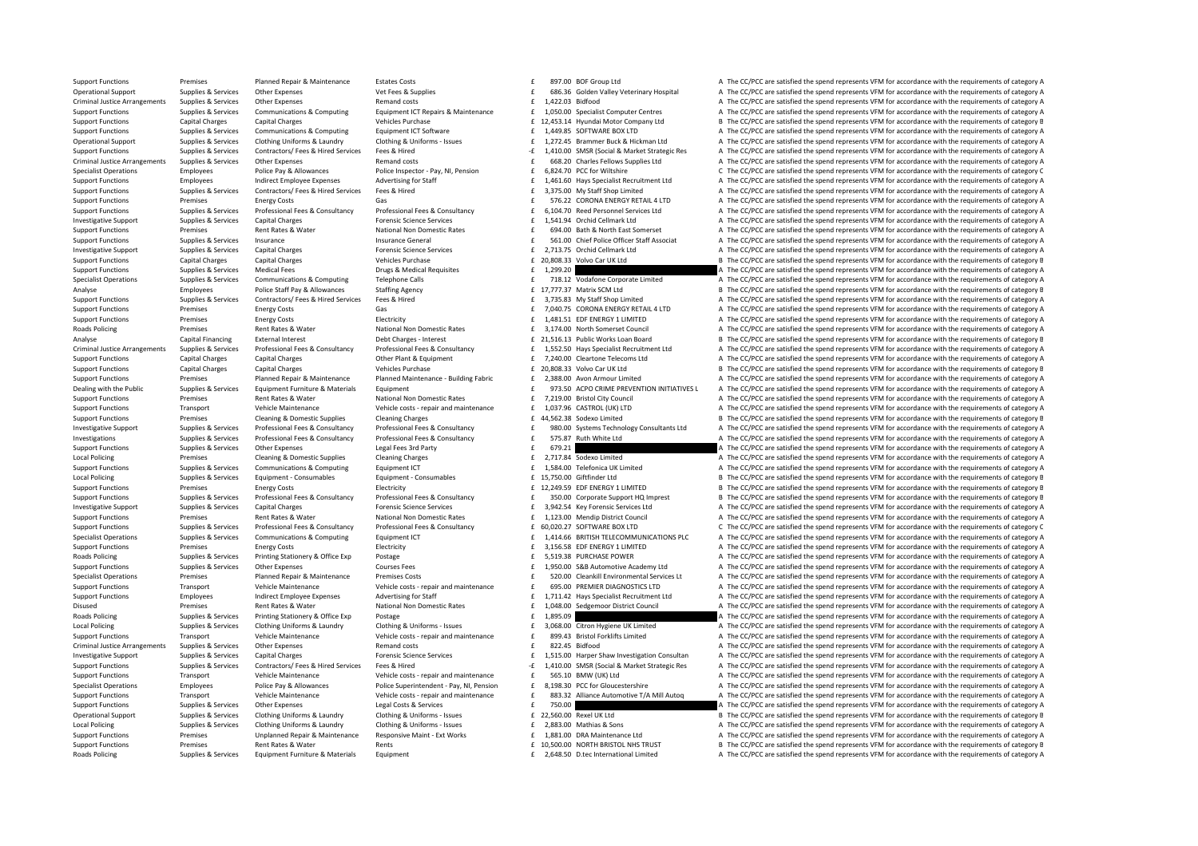| | | | | | | | |
|---|---|---|---|---|---|---|---|
| Support Functions | Premises | Planned Repair & Maintenance | Estates Costs | £ 897.00 | BOF Group Ltd | A | The CC/PCC are satisfied the spend represents VFM for accordance with the requirements of category A |
| Operational Support | Supplies & Services | Other Expenses | Vet Fees & Supplies | £ 686.36 | Golden Valley Veterinary Hospital | A | The CC/PCC are satisfied the spend represents VFM for accordance with the requirements of category A |
| Criminal Justice Arrangements | Supplies & Services | Other Expenses | Remand costs | £ 1,422.03 | Bidfood | A | The CC/PCC are satisfied the spend represents VFM for accordance with the requirements of category A |
| Support Functions | Supplies & Services | Communications & Computing | Equipment ICT Repairs & Maintenance | £ 1,050.00 | Specialist Computer Centres | A | The CC/PCC are satisfied the spend represents VFM for accordance with the requirements of category A |
| Support Functions | Capital Charges | Capital Charges | Vehicles Purchase | £ 12,453.14 | Hyundai Motor Company Ltd | B | The CC/PCC are satisfied the spend represents VFM for accordance with the requirements of category B |
| Support Functions | Supplies & Services | Communications & Computing | Equipment ICT Software | £ 1,449.85 | SOFTWARE BOX LTD | A | The CC/PCC are satisfied the spend represents VFM for accordance with the requirements of category A |
| Operational Support | Supplies & Services | Clothing Uniforms & Laundry | Clothing & Uniforms - Issues | £ 1,272.45 | Brammer Buck & Hickman Ltd | A | The CC/PCC are satisfied the spend represents VFM for accordance with the requirements of category A |
| Support Functions | Supplies & Services | Contractors/ Fees & Hired Services | Fees & Hired | -£ 1,410.00 | SMSR (Social & Market Strategic Res | A | The CC/PCC are satisfied the spend represents VFM for accordance with the requirements of category A |
| Criminal Justice Arrangements | Supplies & Services | Other Expenses | Remand costs | £ 668.20 | Charles Fellows Supplies Ltd | A | The CC/PCC are satisfied the spend represents VFM for accordance with the requirements of category A |
| Specialist Operations | Employees | Police Pay & Allowances | Police Inspector - Pay, NI, Pension | £ 6,824.70 | PCC for Wiltshire | C | The CC/PCC are satisfied the spend represents VFM for accordance with the requirements of category C |
| Support Functions | Employees | Indirect Employee Expenses | Advertising for Staff | £ 1,461.60 | Hays Specialist Recruitment Ltd | A | The CC/PCC are satisfied the spend represents VFM for accordance with the requirements of category A |
| Support Functions | Supplies & Services | Contractors/ Fees & Hired Services | Fees & Hired | £ 3,375.00 | My Staff Shop Limited | A | The CC/PCC are satisfied the spend represents VFM for accordance with the requirements of category A |
| Support Functions | Premises | Energy Costs | Gas | £ 576.22 | CORONA ENERGY RETAIL 4 LTD | A | The CC/PCC are satisfied the spend represents VFM for accordance with the requirements of category A |
| Support Functions | Supplies & Services | Professional Fees & Consultancy | Professional Fees & Consultancy | £ 6,104.70 | Reed Personnel Services Ltd | A | The CC/PCC are satisfied the spend represents VFM for accordance with the requirements of category A |
| Investigative Support | Supplies & Services | Capital Charges | Forensic Science Services | £ 1,541.94 | Orchid Cellmark Ltd | A | The CC/PCC are satisfied the spend represents VFM for accordance with the requirements of category A |
| Support Functions | Premises | Rent Rates & Water | National Non Domestic Rates | £ 694.00 | Bath & North East Somerset | A | The CC/PCC are satisfied the spend represents VFM for accordance with the requirements of category A |
| Support Functions | Supplies & Services | Insurance | Insurance General | £ 561.00 | Chief Police Officer Staff Associat | A | The CC/PCC are satisfied the spend represents VFM for accordance with the requirements of category A |
| Investigative Support | Supplies & Services | Capital Charges | Forensic Science Services | £ 2,713.75 | Orchid Cellmark Ltd | A | The CC/PCC are satisfied the spend represents VFM for accordance with the requirements of category A |
| Support Functions | Capital Charges | Capital Charges | Vehicles Purchase | £ 20,808.33 | Volvo Car UK Ltd | B | The CC/PCC are satisfied the spend represents VFM for accordance with the requirements of category B |
| Support Functions | Supplies & Services | Medical Fees | Drugs & Medical Requisites | £ 1,299.20 | | A | The CC/PCC are satisfied the spend represents VFM for accordance with the requirements of category A |
| Specialist Operations | Supplies & Services | Communications & Computing | Telephone Calls | £ 718.12 | Vodafone Corporate Limited | A | The CC/PCC are satisfied the spend represents VFM for accordance with the requirements of category A |
| Analyse | Employees | Police Staff Pay & Allowances | Staffing Agency | £ 17,777.37 | Matrix SCM Ltd | B | The CC/PCC are satisfied the spend represents VFM for accordance with the requirements of category B |
| Support Functions | Supplies & Services | Contractors/ Fees & Hired Services | Fees & Hired | £ 3,735.83 | My Staff Shop Limited | A | The CC/PCC are satisfied the spend represents VFM for accordance with the requirements of category A |
| Support Functions | Premises | Energy Costs | Gas | £ 7,040.75 | CORONA ENERGY RETAIL 4 LTD | A | The CC/PCC are satisfied the spend represents VFM for accordance with the requirements of category A |
| Support Functions | Premises | Energy Costs | Electricity | £ 1,481.51 | EDF ENERGY 1 LIMITED | A | The CC/PCC are satisfied the spend represents VFM for accordance with the requirements of category A |
| Roads Policing | Premises | Rent Rates & Water | National Non Domestic Rates | £ 3,174.00 | North Somerset Council | A | The CC/PCC are satisfied the spend represents VFM for accordance with the requirements of category A |
| Analyse | Capital Financing | External Interest | Debt Charges - Interest | £ 21,516.13 | Public Works Loan Board | B | The CC/PCC are satisfied the spend represents VFM for accordance with the requirements of category B |
| Criminal Justice Arrangements | Supplies & Services | Professional Fees & Consultancy | Professional Fees & Consultancy | £ 1,552.50 | Hays Specialist Recruitment Ltd | A | The CC/PCC are satisfied the spend represents VFM for accordance with the requirements of category A |
| Support Functions | Capital Charges | Capital Charges | Other Plant & Equipment | £ 7,240.00 | Cleartone Telecoms Ltd | A | The CC/PCC are satisfied the spend represents VFM for accordance with the requirements of category A |
| Support Functions | Capital Charges | Capital Charges | Vehicles Purchase | £ 20,808.33 | Volvo Car UK Ltd | B | The CC/PCC are satisfied the spend represents VFM for accordance with the requirements of category B |
| Support Functions | Premises | Planned Repair & Maintenance | Planned Maintenance - Building Fabric | £ 2,388.00 | Avon Armour Limited | A | The CC/PCC are satisfied the spend represents VFM for accordance with the requirements of category A |
| Dealing with the Public | Supplies & Services | Equipment Furniture & Materials | Equipment | £ 973.50 | ACPO CRIME PREVENTION INITIATIVES L | A | The CC/PCC are satisfied the spend represents VFM for accordance with the requirements of category A |
| Support Functions | Premises | Rent Rates & Water | National Non Domestic Rates | £ 7,219.00 | Bristol City Council | A | The CC/PCC are satisfied the spend represents VFM for accordance with the requirements of category A |
| Support Functions | Transport | Vehicle Maintenance | Vehicle costs - repair and maintenance | £ 1,037.96 | CASTROL (UK) LTD | A | The CC/PCC are satisfied the spend represents VFM for accordance with the requirements of category A |
| Support Functions | Premises | Cleaning & Domestic Supplies | Cleaning Charges | £ 44,562.38 | Sodexo Limited | B | The CC/PCC are satisfied the spend represents VFM for accordance with the requirements of category B |
| Investigative Support | Supplies & Services | Professional Fees & Consultancy | Professional Fees & Consultancy | £ 980.00 | Systems Technology Consultants Ltd | A | The CC/PCC are satisfied the spend represents VFM for accordance with the requirements of category A |
| Investigations | Supplies & Services | Professional Fees & Consultancy | Professional Fees & Consultancy | £ 575.87 | Ruth White Ltd | A | The CC/PCC are satisfied the spend represents VFM for accordance with the requirements of category A |
| Support Functions | Supplies & Services | Other Expenses | Legal Fees 3rd Party | £ 679.21 | | A | The CC/PCC are satisfied the spend represents VFM for accordance with the requirements of category A |
| Local Policing | Premises | Cleaning & Domestic Supplies | Cleaning Charges | £ 2,717.84 | Sodexo Limited | A | The CC/PCC are satisfied the spend represents VFM for accordance with the requirements of category A |
| Support Functions | Supplies & Services | Communications & Computing | Equipment ICT | £ 1,584.00 | Telefonica UK Limited | A | The CC/PCC are satisfied the spend represents VFM for accordance with the requirements of category A |
| Local Policing | Supplies & Services | Equipment - Consumables | Equipment - Consumables | £ 15,750.00 | Giftfinder Ltd | B | The CC/PCC are satisfied the spend represents VFM for accordance with the requirements of category B |
| Support Functions | Premises | Energy Costs | Electricity | £ 12,249.59 | EDF ENERGY 1 LIMITED | B | The CC/PCC are satisfied the spend represents VFM for accordance with the requirements of category B |
| Support Functions | Supplies & Services | Professional Fees & Consultancy | Professional Fees & Consultancy | £ 350.00 | Corporate Support HQ Imprest | B | The CC/PCC are satisfied the spend represents VFM for accordance with the requirements of category B |
| Investigative Support | Supplies & Services | Capital Charges | Forensic Science Services | £ 3,942.54 | Key Forensic Services Ltd | A | The CC/PCC are satisfied the spend represents VFM for accordance with the requirements of category A |
| Support Functions | Premises | Rent Rates & Water | National Non Domestic Rates | £ 1,123.00 | Mendip District Council | A | The CC/PCC are satisfied the spend represents VFM for accordance with the requirements of category A |
| Support Functions | Supplies & Services | Professional Fees & Consultancy | Professional Fees & Consultancy | £ 60,020.27 | SOFTWARE BOX LTD | C | The CC/PCC are satisfied the spend represents VFM for accordance with the requirements of category C |
| Specialist Operations | Supplies & Services | Communications & Computing | Equipment ICT | £ 1,414.66 | BRITISH TELECOMMUNICATIONS PLC | A | The CC/PCC are satisfied the spend represents VFM for accordance with the requirements of category A |
| Support Functions | Premises | Energy Costs | Electricity | £ 3,156.58 | EDF ENERGY 1 LIMITED | A | The CC/PCC are satisfied the spend represents VFM for accordance with the requirements of category A |
| Roads Policing | Supplies & Services | Printing Stationery & Office Exp | Postage | £ 5,519.38 | PURCHASE POWER | A | The CC/PCC are satisfied the spend represents VFM for accordance with the requirements of category A |
| Support Functions | Supplies & Services | Other Expenses | Courses Fees | £ 1,950.00 | S&B Automotive Academy Ltd | A | The CC/PCC are satisfied the spend represents VFM for accordance with the requirements of category A |
| Specialist Operations | Premises | Planned Repair & Maintenance | Premises Costs | £ 520.00 | Cleankill Environmental Services Lt | A | The CC/PCC are satisfied the spend represents VFM for accordance with the requirements of category A |
| Support Functions | Transport | Vehicle Maintenance | Vehicle costs - repair and maintenance | £ 695.00 | PREMIER DIAGNOSTICS LTD | A | The CC/PCC are satisfied the spend represents VFM for accordance with the requirements of category A |
| Support Functions | Employees | Indirect Employee Expenses | Advertising for Staff | £ 1,711.42 | Hays Specialist Recruitment Ltd | A | The CC/PCC are satisfied the spend represents VFM for accordance with the requirements of category A |
| Disused | Premises | Rent Rates & Water | National Non Domestic Rates | £ 1,048.00 | Sedgemoor District Council | A | The CC/PCC are satisfied the spend represents VFM for accordance with the requirements of category A |
| Roads Policing | Supplies & Services | Printing Stationery & Office Exp | Postage | £ 1,895.09 | | A | The CC/PCC are satisfied the spend represents VFM for accordance with the requirements of category A |
| Local Policing | Supplies & Services | Clothing Uniforms & Laundry | Clothing & Uniforms - Issues | £ 3,068.00 | Citron Hygiene UK Limited | A | The CC/PCC are satisfied the spend represents VFM for accordance with the requirements of category A |
| Support Functions | Transport | Vehicle Maintenance | Vehicle costs - repair and maintenance | £ 899.43 | Bristol Forklifts Limited | A | The CC/PCC are satisfied the spend represents VFM for accordance with the requirements of category A |
| Criminal Justice Arrangements | Supplies & Services | Other Expenses | Remand costs | £ 822.45 | Bidfood | A | The CC/PCC are satisfied the spend represents VFM for accordance with the requirements of category A |
| Investigative Support | Supplies & Services | Capital Charges | Forensic Science Services | £ 1,515.00 | Harper Shaw Investigation Consultan | A | The CC/PCC are satisfied the spend represents VFM for accordance with the requirements of category A |
| Support Functions | Supplies & Services | Contractors/ Fees & Hired Services | Fees & Hired | -£ 1,410.00 | SMSR (Social & Market Strategic Res | A | The CC/PCC are satisfied the spend represents VFM for accordance with the requirements of category A |
| Support Functions | Transport | Vehicle Maintenance | Vehicle costs - repair and maintenance | £ 565.10 | BMW (UK) Ltd | A | The CC/PCC are satisfied the spend represents VFM for accordance with the requirements of category A |
| Specialist Operations | Employees | Police Pay & Allowances | Police Superintendent - Pay, NI, Pension | £ 8,198.30 | PCC for Gloucestershire | A | The CC/PCC are satisfied the spend represents VFM for accordance with the requirements of category A |
| Support Functions | Transport | Vehicle Maintenance | Vehicle costs - repair and maintenance | £ 883.32 | Alliance Automotive T/A Mill Autoq | A | The CC/PCC are satisfied the spend represents VFM for accordance with the requirements of category A |
| Support Functions | Supplies & Services | Other Expenses | Legal Costs & Services | £ 750.00 | | A | The CC/PCC are satisfied the spend represents VFM for accordance with the requirements of category A |
| Operational Support | Supplies & Services | Clothing Uniforms & Laundry | Clothing & Uniforms - Issues | £ 22,560.00 | Rexel UK Ltd | B | The CC/PCC are satisfied the spend represents VFM for accordance with the requirements of category B |
| Local Policing | Supplies & Services | Clothing Uniforms & Laundry | Clothing & Uniforms - Issues | £ 2,883.00 | Mathias & Sons | A | The CC/PCC are satisfied the spend represents VFM for accordance with the requirements of category A |
| Support Functions | Premises | Unplanned Repair & Maintenance | Responsive Maint - Ext Works | £ 1,881.00 | DRA Maintenance Ltd | A | The CC/PCC are satisfied the spend represents VFM for accordance with the requirements of category A |
| Support Functions | Premises | Rent Rates & Water | Rents | £ 10,500.00 | NORTH BRISTOL NHS TRUST | B | The CC/PCC are satisfied the spend represents VFM for accordance with the requirements of category B |
| Roads Policing | Supplies & Services | Equipment Furniture & Materials | Equipment | £ 2,648.50 | D.tec International Limited | A | The CC/PCC are satisfied the spend represents VFM for accordance with the requirements of category A |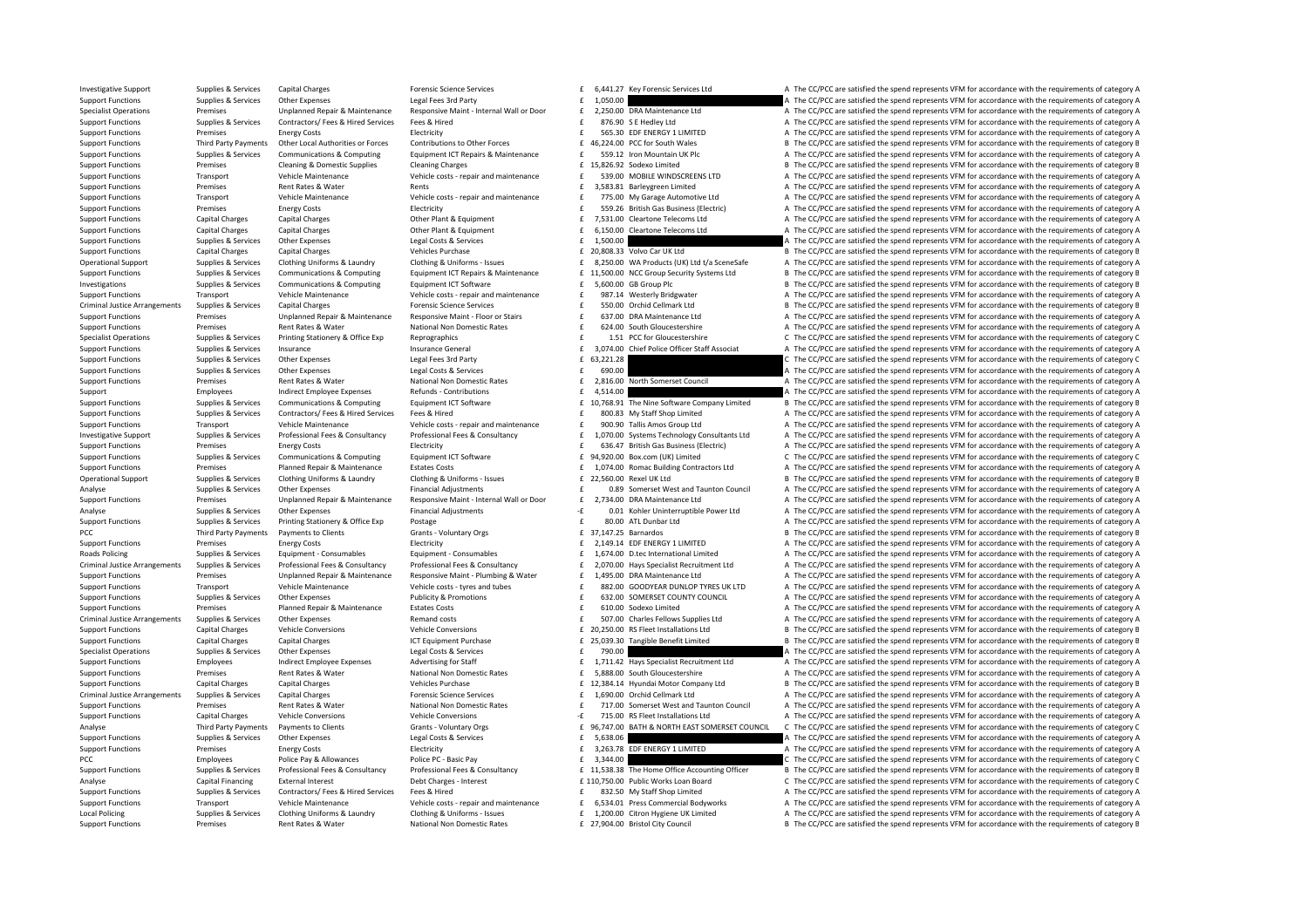| | | | | | | | |
|---|---|---|---|---|---|---|---|
| Investigative Support | Supplies & Services | Capital Charges | Forensic Science Services | £ 6,441.27 | Key Forensic Services Ltd | A | The CC/PCC are satisfied the spend represents VFM for accordance with the requirements of category A |
| Support Functions | Supplies & Services | Other Expenses | Legal Fees 3rd Party | £ 1,050.00 | | A | The CC/PCC are satisfied the spend represents VFM for accordance with the requirements of category A |
| Specialist Operations | Premises | Unplanned Repair & Maintenance | Responsive Maint - Internal Wall or Door | £ 2,250.00 | DRA Maintenance Ltd | A | The CC/PCC are satisfied the spend represents VFM for accordance with the requirements of category A |
| Support Functions | Supplies & Services | Contractors/ Fees & Hired Services | Fees & Hired | £ 876.90 | S E Hedley Ltd | A | The CC/PCC are satisfied the spend represents VFM for accordance with the requirements of category A |
| Support Functions | Premises | Energy Costs | Electricity | £ 565.30 | EDF ENERGY 1 LIMITED | A | The CC/PCC are satisfied the spend represents VFM for accordance with the requirements of category A |
| Support Functions | Third Party Payments | Other Local Authorities or Forces | Contributions to Other Forces | £ 46,224.00 | PCC for South Wales | B | The CC/PCC are satisfied the spend represents VFM for accordance with the requirements of category B |
| Support Functions | Supplies & Services | Communications & Computing | Equipment ICT Repairs & Maintenance | £ 559.12 | Iron Mountain UK Plc | A | The CC/PCC are satisfied the spend represents VFM for accordance with the requirements of category A |
| Support Functions | Premises | Cleaning & Domestic Supplies | Cleaning Charges | £ 15,826.92 | Sodexo Limited | B | The CC/PCC are satisfied the spend represents VFM for accordance with the requirements of category B |
| Support Functions | Transport | Vehicle Maintenance | Vehicle costs - repair and maintenance | £ 539.00 | MOBILE WINDSCREENS LTD | A | The CC/PCC are satisfied the spend represents VFM for accordance with the requirements of category A |
| Support Functions | Premises | Rent Rates & Water | Rents | £ 3,583.81 | Barleygreen Limited | A | The CC/PCC are satisfied the spend represents VFM for accordance with the requirements of category A |
| Support Functions | Transport | Vehicle Maintenance | Vehicle costs - repair and maintenance | £ 775.00 | My Garage Automotive Ltd | A | The CC/PCC are satisfied the spend represents VFM for accordance with the requirements of category A |
| Support Functions | Premises | Energy Costs | Electricity | £ 559.26 | British Gas Business (Electric) | A | The CC/PCC are satisfied the spend represents VFM for accordance with the requirements of category A |
| Support Functions | Capital Charges | Capital Charges | Other Plant & Equipment | £ 7,531.00 | Cleartone Telecoms Ltd | A | The CC/PCC are satisfied the spend represents VFM for accordance with the requirements of category A |
| Support Functions | Capital Charges | Capital Charges | Other Plant & Equipment | £ 6,150.00 | Cleartone Telecoms Ltd | A | The CC/PCC are satisfied the spend represents VFM for accordance with the requirements of category A |
| Support Functions | Supplies & Services | Other Expenses | Legal Costs & Services | £ 1,500.00 | | A | The CC/PCC are satisfied the spend represents VFM for accordance with the requirements of category A |
| Support Functions | Capital Charges | Capital Charges | Vehicles Purchase | £ 20,808.33 | Volvo Car UK Ltd | B | The CC/PCC are satisfied the spend represents VFM for accordance with the requirements of category B |
| Operational Support | Supplies & Services | Clothing Uniforms & Laundry | Clothing & Uniforms - Issues | £ 8,250.00 | WA Products (UK) Ltd t/a SceneSafe | A | The CC/PCC are satisfied the spend represents VFM for accordance with the requirements of category A |
| Support Functions | Supplies & Services | Communications & Computing | Equipment ICT Repairs & Maintenance | £ 11,500.00 | NCC Group Security Systems Ltd | B | The CC/PCC are satisfied the spend represents VFM for accordance with the requirements of category B |
| Investigations | Supplies & Services | Communications & Computing | Equipment ICT Software | £ 5,600.00 | GB Group Plc | B | The CC/PCC are satisfied the spend represents VFM for accordance with the requirements of category B |
| Support Functions | Transport | Vehicle Maintenance | Vehicle costs - repair and maintenance | £ 987.14 | Westerly Bridgwater | A | The CC/PCC are satisfied the spend represents VFM for accordance with the requirements of category A |
| Criminal Justice Arrangements | Supplies & Services | Capital Charges | Forensic Science Services | £ 550.00 | Orchid Cellmark Ltd | B | The CC/PCC are satisfied the spend represents VFM for accordance with the requirements of category B |
| Support Functions | Premises | Unplanned Repair & Maintenance | Responsive Maint - Floor or Stairs | £ 637.00 | DRA Maintenance Ltd | A | The CC/PCC are satisfied the spend represents VFM for accordance with the requirements of category A |
| Support Functions | Premises | Rent Rates & Water | National Non Domestic Rates | £ 624.00 | South Gloucestershire | A | The CC/PCC are satisfied the spend represents VFM for accordance with the requirements of category A |
| Specialist Operations | Supplies & Services | Printing Stationery & Office Exp | Reprographics | £ 1.51 | PCC for Gloucestershire | C | The CC/PCC are satisfied the spend represents VFM for accordance with the requirements of category C |
| Support Functions | Supplies & Services | Insurance | Insurance General | £ 3,074.00 | Chief Police Officer Staff Associat | A | The CC/PCC are satisfied the spend represents VFM for accordance with the requirements of category A |
| Support Functions | Supplies & Services | Other Expenses | Legal Fees 3rd Party | £ 63,221.28 | | C | The CC/PCC are satisfied the spend represents VFM for accordance with the requirements of category C |
| Support Functions | Supplies & Services | Other Expenses | Legal Costs & Services | £ 690.00 | | A | The CC/PCC are satisfied the spend represents VFM for accordance with the requirements of category A |
| Support Functions | Premises | Rent Rates & Water | National Non Domestic Rates | £ 2,816.00 | North Somerset Council | A | The CC/PCC are satisfied the spend represents VFM for accordance with the requirements of category A |
| Support | Employees | Indirect Employee Expenses | Refunds - Contributions | £ 4,514.00 | | A | The CC/PCC are satisfied the spend represents VFM for accordance with the requirements of category A |
| Support Functions | Supplies & Services | Communications & Computing | Equipment ICT Software | £ 10,768.91 | The Nine Software Company Limited | B | The CC/PCC are satisfied the spend represents VFM for accordance with the requirements of category B |
| Support Functions | Supplies & Services | Contractors/ Fees & Hired Services | Fees & Hired | £ 800.83 | My Staff Shop Limited | A | The CC/PCC are satisfied the spend represents VFM for accordance with the requirements of category A |
| Support Functions | Transport | Vehicle Maintenance | Vehicle costs - repair and maintenance | £ 900.90 | Tallis Amos Group Ltd | A | The CC/PCC are satisfied the spend represents VFM for accordance with the requirements of category A |
| Investigative Support | Supplies & Services | Professional Fees & Consultancy | Professional Fees & Consultancy | £ 1,070.00 | Systems Technology Consultants Ltd | A | The CC/PCC are satisfied the spend represents VFM for accordance with the requirements of category A |
| Support Functions | Premises | Energy Costs | Electricity | £ 636.47 | British Gas Business (Electric) | A | The CC/PCC are satisfied the spend represents VFM for accordance with the requirements of category A |
| Support Functions | Supplies & Services | Communications & Computing | Equipment ICT Software | £ 94,920.00 | Box.com (UK) Limited | C | The CC/PCC are satisfied the spend represents VFM for accordance with the requirements of category C |
| Support Functions | Premises | Planned Repair & Maintenance | Estates Costs | £ 1,074.00 | Romac Building Contractors Ltd | A | The CC/PCC are satisfied the spend represents VFM for accordance with the requirements of category A |
| Operational Support | Supplies & Services | Clothing Uniforms & Laundry | Clothing & Uniforms - Issues | £ 22,560.00 | Rexel UK Ltd | B | The CC/PCC are satisfied the spend represents VFM for accordance with the requirements of category B |
| Analyse | Supplies & Services | Other Expenses | Financial Adjustments | £ 0.89 | Somerset West and Taunton Council | A | The CC/PCC are satisfied the spend represents VFM for accordance with the requirements of category A |
| Support Functions | Premises | Unplanned Repair & Maintenance | Responsive Maint - Internal Wall or Door | £ 2,734.00 | DRA Maintenance Ltd | A | The CC/PCC are satisfied the spend represents VFM for accordance with the requirements of category A |
| Analyse | Supplies & Services | Other Expenses | Financial Adjustments | -£ 0.01 | Kohler Uninterruptible Power Ltd | A | The CC/PCC are satisfied the spend represents VFM for accordance with the requirements of category A |
| Support Functions | Supplies & Services | Printing Stationery & Office Exp | Postage | £ 80.00 | ATL Dunbar Ltd | A | The CC/PCC are satisfied the spend represents VFM for accordance with the requirements of category A |
| PCC | Third Party Payments | Payments to Clients | Grants - Voluntary Orgs | £ 37,147.25 | Barnardos | B | The CC/PCC are satisfied the spend represents VFM for accordance with the requirements of category B |
| Support Functions | Premises | Energy Costs | Electricity | £ 2,149.14 | EDF ENERGY 1 LIMITED | A | The CC/PCC are satisfied the spend represents VFM for accordance with the requirements of category A |
| Roads Policing | Supplies & Services | Equipment - Consumables | Equipment - Consumables | £ 1,674.00 | D.tec International Limited | A | The CC/PCC are satisfied the spend represents VFM for accordance with the requirements of category A |
| Criminal Justice Arrangements | Supplies & Services | Professional Fees & Consultancy | Professional Fees & Consultancy | £ 2,070.00 | Hays Specialist Recruitment Ltd | A | The CC/PCC are satisfied the spend represents VFM for accordance with the requirements of category A |
| Support Functions | Premises | Unplanned Repair & Maintenance | Responsive Maint - Plumbing & Water | £ 1,495.00 | DRA Maintenance Ltd | A | The CC/PCC are satisfied the spend represents VFM for accordance with the requirements of category A |
| Support Functions | Transport | Vehicle Maintenance | Vehicle costs - tyres and tubes | £ 882.00 | GOODYEAR DUNLOP TYRES UK LTD | A | The CC/PCC are satisfied the spend represents VFM for accordance with the requirements of category A |
| Support Functions | Supplies & Services | Other Expenses | Publicity & Promotions | £ 632.00 | SOMERSET COUNTY COUNCIL | A | The CC/PCC are satisfied the spend represents VFM for accordance with the requirements of category A |
| Support Functions | Premises | Planned Repair & Maintenance | Estates Costs | £ 610.00 | Sodexo Limited | A | The CC/PCC are satisfied the spend represents VFM for accordance with the requirements of category A |
| Criminal Justice Arrangements | Supplies & Services | Other Expenses | Remand costs | £ 507.00 | Charles Fellows Supplies Ltd | A | The CC/PCC are satisfied the spend represents VFM for accordance with the requirements of category A |
| Support Functions | Capital Charges | Vehicle Conversions | Vehicle Conversions | £ 20,250.00 | RS Fleet Installations Ltd | B | The CC/PCC are satisfied the spend represents VFM for accordance with the requirements of category B |
| Support Functions | Capital Charges | Capital Charges | ICT Equipment Purchase | £ 25,039.30 | Tangible Benefit Limited | B | The CC/PCC are satisfied the spend represents VFM for accordance with the requirements of category B |
| Specialist Operations | Supplies & Services | Other Expenses | Legal Costs & Services | £ 790.00 | | A | The CC/PCC are satisfied the spend represents VFM for accordance with the requirements of category A |
| Support Functions | Employees | Indirect Employee Expenses | Advertising for Staff | £ 1,711.42 | Hays Specialist Recruitment Ltd | A | The CC/PCC are satisfied the spend represents VFM for accordance with the requirements of category A |
| Support Functions | Premises | Rent Rates & Water | National Non Domestic Rates | £ 5,888.00 | South Gloucestershire | A | The CC/PCC are satisfied the spend represents VFM for accordance with the requirements of category A |
| Support Functions | Capital Charges | Capital Charges | Vehicles Purchase | £ 12,384.14 | Hyundai Motor Company Ltd | B | The CC/PCC are satisfied the spend represents VFM for accordance with the requirements of category B |
| Criminal Justice Arrangements | Supplies & Services | Capital Charges | Forensic Science Services | £ 1,690.00 | Orchid Cellmark Ltd | A | The CC/PCC are satisfied the spend represents VFM for accordance with the requirements of category A |
| Support Functions | Premises | Rent Rates & Water | National Non Domestic Rates | £ 717.00 | Somerset West and Taunton Council | A | The CC/PCC are satisfied the spend represents VFM for accordance with the requirements of category A |
| Support Functions | Capital Charges | Vehicle Conversions | Vehicle Conversions | -£ 715.00 | RS Fleet Installations Ltd | A | The CC/PCC are satisfied the spend represents VFM for accordance with the requirements of category A |
| Analyse | Third Party Payments | Payments to Clients | Grants - Voluntary Orgs | £ 96,747.00 | BATH & NORTH EAST SOMERSET COUNCIL | C | The CC/PCC are satisfied the spend represents VFM for accordance with the requirements of category C |
| Support Functions | Supplies & Services | Other Expenses | Legal Costs & Services | £ 5,638.06 | | A | The CC/PCC are satisfied the spend represents VFM for accordance with the requirements of category A |
| Support Functions | Premises | Energy Costs | Electricity | £ 3,263.78 | EDF ENERGY 1 LIMITED | A | The CC/PCC are satisfied the spend represents VFM for accordance with the requirements of category A |
| PCC | Employees | Police Pay & Allowances | Police PC - Basic Pay | £ 3,344.00 | | C | The CC/PCC are satisfied the spend represents VFM for accordance with the requirements of category C |
| Support Functions | Supplies & Services | Professional Fees & Consultancy | Professional Fees & Consultancy | £ 11,538.38 | The Home Office Accounting Officer | B | The CC/PCC are satisfied the spend represents VFM for accordance with the requirements of category B |
| Analyse | Capital Financing | External Interest | Debt Charges - Interest | £ 110,750.00 | Public Works Loan Board | C | The CC/PCC are satisfied the spend represents VFM for accordance with the requirements of category C |
| Support Functions | Supplies & Services | Contractors/ Fees & Hired Services | Fees & Hired | £ 832.50 | My Staff Shop Limited | A | The CC/PCC are satisfied the spend represents VFM for accordance with the requirements of category A |
| Support Functions | Transport | Vehicle Maintenance | Vehicle costs - repair and maintenance | £ 6,534.01 | Press Commercial Bodyworks | A | The CC/PCC are satisfied the spend represents VFM for accordance with the requirements of category A |
| Local Policing | Supplies & Services | Clothing Uniforms & Laundry | Clothing & Uniforms - Issues | £ 1,200.00 | Citron Hygiene UK Limited | A | The CC/PCC are satisfied the spend represents VFM for accordance with the requirements of category A |
| Support Functions | Premises | Rent Rates & Water | National Non Domestic Rates | £ 27,904.00 | Bristol City Council | B | The CC/PCC are satisfied the spend represents VFM for accordance with the requirements of category B |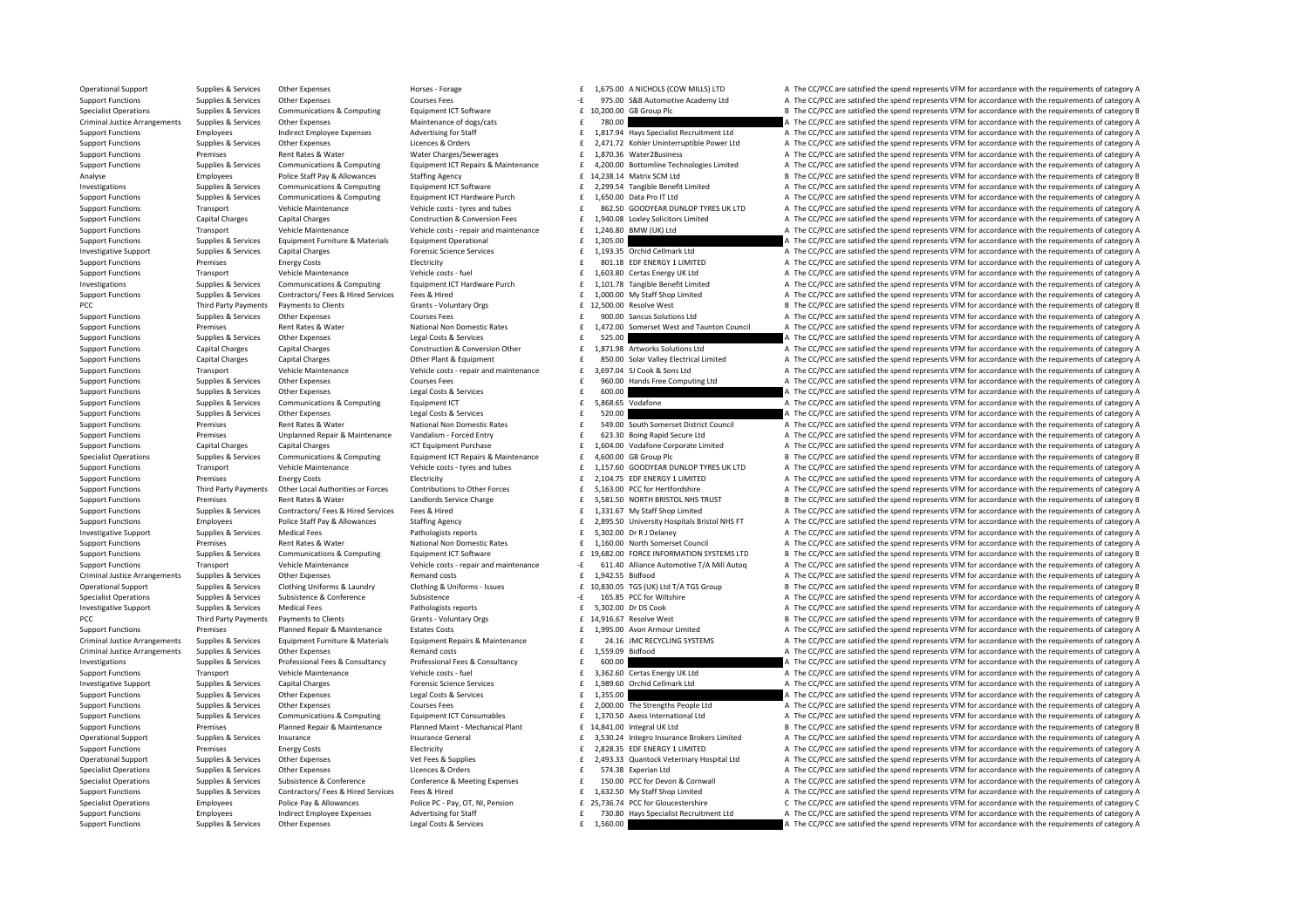| | | | | | | | |
|---|---|---|---|---|---|---|---|
| Operational Support | Supplies & Services | Other Expenses | Horses - Forage | £ | 1,675.00 | A NICHOLS (COW MILLS) LTD | A The CC/PCC are satisfied the spend represents VFM for accordance with the requirements of category A |
| Support Functions | Supplies & Services | Other Expenses | Courses Fees | -£ | 975.00 | S&B Automotive Academy Ltd | A The CC/PCC are satisfied the spend represents VFM for accordance with the requirements of category A |
| Specialist Operations | Supplies & Services | Communications & Computing | Equipment ICT Software | £ | 10,200.00 | GB Group Plc | B The CC/PCC are satisfied the spend represents VFM for accordance with the requirements of category B |
| Criminal Justice Arrangements | Supplies & Services | Other Expenses | Maintenance of dogs/cats | £ | 780.00 | | A The CC/PCC are satisfied the spend represents VFM for accordance with the requirements of category A |
| Support Functions | Employees | Indirect Employee Expenses | Advertising for Staff | £ | 1,817.94 | Hays Specialist Recruitment Ltd | A The CC/PCC are satisfied the spend represents VFM for accordance with the requirements of category A |
| Support Functions | Supplies & Services | Other Expenses | Licences & Orders | £ | 2,471.72 | Kohler Uninterruptible Power Ltd | A The CC/PCC are satisfied the spend represents VFM for accordance with the requirements of category A |
| Support Functions | Premises | Rent Rates & Water | Water Charges/Sewerages | £ | 1,870.36 | Water2Business | A The CC/PCC are satisfied the spend represents VFM for accordance with the requirements of category A |
| Support Functions | Supplies & Services | Communications & Computing | Equipment ICT Repairs & Maintenance | £ | 4,200.00 | Bottomline Technologies Limited | A The CC/PCC are satisfied the spend represents VFM for accordance with the requirements of category A |
| Analyse | Employees | Police Staff Pay & Allowances | Staffing Agency | £ | 14,238.14 | Matrix SCM Ltd | B The CC/PCC are satisfied the spend represents VFM for accordance with the requirements of category B |
| Investigations | Supplies & Services | Communications & Computing | Equipment ICT Software | £ | 2,299.54 | Tangible Benefit Limited | A The CC/PCC are satisfied the spend represents VFM for accordance with the requirements of category A |
| Support Functions | Supplies & Services | Communications & Computing | Equipment ICT Hardware Purch | £ | 1,650.00 | Data Pro IT Ltd | A The CC/PCC are satisfied the spend represents VFM for accordance with the requirements of category A |
| Support Functions | Transport | Vehicle Maintenance | Vehicle costs - tyres and tubes | £ | 862.50 | GOODYEAR DUNLOP TYRES UK LTD | A The CC/PCC are satisfied the spend represents VFM for accordance with the requirements of category A |
| Support Functions | Capital Charges | Capital Charges | Construction & Conversion Fees | £ | 1,940.08 | Loxley Solicitors Limited | A The CC/PCC are satisfied the spend represents VFM for accordance with the requirements of category A |
| Support Functions | Transport | Vehicle Maintenance | Vehicle costs - repair and maintenance | £ | 1,246.80 | BMW (UK) Ltd | A The CC/PCC are satisfied the spend represents VFM for accordance with the requirements of category A |
| Support Functions | Supplies & Services | Equipment Furniture & Materials | Equipment Operational | £ | 1,305.00 | | A The CC/PCC are satisfied the spend represents VFM for accordance with the requirements of category A |
| Investigative Support | Supplies & Services | Capital Charges | Forensic Science Services | £ | 1,193.35 | Orchid Cellmark Ltd | A The CC/PCC are satisfied the spend represents VFM for accordance with the requirements of category A |
| Support Functions | Premises | Energy Costs | Electricity | £ | 801.18 | EDF ENERGY 1 LIMITED | A The CC/PCC are satisfied the spend represents VFM for accordance with the requirements of category A |
| Support Functions | Transport | Vehicle Maintenance | Vehicle costs - fuel | £ | 1,603.80 | Certas Energy UK Ltd | A The CC/PCC are satisfied the spend represents VFM for accordance with the requirements of category A |
| Investigations | Supplies & Services | Communications & Computing | Equipment ICT Hardware Purch | £ | 1,101.78 | Tangible Benefit Limited | A The CC/PCC are satisfied the spend represents VFM for accordance with the requirements of category A |
| Support Functions | Supplies & Services | Contractors/ Fees & Hired Services | Fees & Hired | £ | 1,000.00 | My Staff Shop Limited | A The CC/PCC are satisfied the spend represents VFM for accordance with the requirements of category A |
| PCC | Third Party Payments | Payments to Clients | Grants - Voluntary Orgs | £ | 12,500.00 | Resolve West | B The CC/PCC are satisfied the spend represents VFM for accordance with the requirements of category B |
| Support Functions | Supplies & Services | Other Expenses | Courses Fees | £ | 900.00 | Sancus Solutions Ltd | A The CC/PCC are satisfied the spend represents VFM for accordance with the requirements of category A |
| Support Functions | Premises | Rent Rates & Water | National Non Domestic Rates | £ | 1,472.00 | Somerset West and Taunton Council | A The CC/PCC are satisfied the spend represents VFM for accordance with the requirements of category A |
| Support Functions | Supplies & Services | Other Expenses | Legal Costs & Services | £ | 525.00 | | A The CC/PCC are satisfied the spend represents VFM for accordance with the requirements of category A |
| Support Functions | Capital Charges | Capital Charges | Construction & Conversion Other | £ | 1,871.98 | Artworks Solutions Ltd | A The CC/PCC are satisfied the spend represents VFM for accordance with the requirements of category A |
| Support Functions | Capital Charges | Capital Charges | Other Plant & Equipment | £ | 850.00 | Solar Valley Electrical Limited | A The CC/PCC are satisfied the spend represents VFM for accordance with the requirements of category A |
| Support Functions | Transport | Vehicle Maintenance | Vehicle costs - repair and maintenance | £ | 3,697.04 | SJ Cook & Sons Ltd | A The CC/PCC are satisfied the spend represents VFM for accordance with the requirements of category A |
| Support Functions | Supplies & Services | Other Expenses | Courses Fees | £ | 960.00 | Hands Free Computing Ltd | A The CC/PCC are satisfied the spend represents VFM for accordance with the requirements of category A |
| Support Functions | Supplies & Services | Other Expenses | Legal Costs & Services | £ | 600.00 | | A The CC/PCC are satisfied the spend represents VFM for accordance with the requirements of category A |
| Support Functions | Supplies & Services | Communications & Computing | Equipment ICT | £ | 5,868.65 | Vodafone | A The CC/PCC are satisfied the spend represents VFM for accordance with the requirements of category A |
| Support Functions | Supplies & Services | Other Expenses | Legal Costs & Services | £ | 520.00 | | A The CC/PCC are satisfied the spend represents VFM for accordance with the requirements of category A |
| Support Functions | Premises | Rent Rates & Water | National Non Domestic Rates | £ | 549.00 | South Somerset District Council | A The CC/PCC are satisfied the spend represents VFM for accordance with the requirements of category A |
| Support Functions | Premises | Unplanned Repair & Maintenance | Vandalism - Forced Entry | £ | 623.30 | Boing Rapid Secure Ltd | A The CC/PCC are satisfied the spend represents VFM for accordance with the requirements of category A |
| Support Functions | Capital Charges | Capital Charges | ICT Equipment Purchase | £ | 1,604.00 | Vodafone Corporate Limited | A The CC/PCC are satisfied the spend represents VFM for accordance with the requirements of category A |
| Specialist Operations | Supplies & Services | Communications & Computing | Equipment ICT Repairs & Maintenance | £ | 4,600.00 | GB Group Plc | B The CC/PCC are satisfied the spend represents VFM for accordance with the requirements of category B |
| Support Functions | Transport | Vehicle Maintenance | Vehicle costs - tyres and tubes | £ | 1,157.60 | GOODYEAR DUNLOP TYRES UK LTD | A The CC/PCC are satisfied the spend represents VFM for accordance with the requirements of category A |
| Support Functions | Premises | Energy Costs | Electricity | £ | 2,104.75 | EDF ENERGY 1 LIMITED | A The CC/PCC are satisfied the spend represents VFM for accordance with the requirements of category A |
| Support Functions | Third Party Payments | Other Local Authorities or Forces | Contributions to Other Forces | £ | 5,163.00 | PCC for Hertfordshire | A The CC/PCC are satisfied the spend represents VFM for accordance with the requirements of category A |
| Support Functions | Premises | Rent Rates & Water | Landlords Service Charge | £ | 5,581.50 | NORTH BRISTOL NHS TRUST | B The CC/PCC are satisfied the spend represents VFM for accordance with the requirements of category B |
| Support Functions | Supplies & Services | Contractors/ Fees & Hired Services | Fees & Hired | £ | 1,331.67 | My Staff Shop Limited | A The CC/PCC are satisfied the spend represents VFM for accordance with the requirements of category A |
| Support Functions | Employees | Police Staff Pay & Allowances | Staffing Agency | £ | 2,895.50 | University Hospitals Bristol NHS FT | A The CC/PCC are satisfied the spend represents VFM for accordance with the requirements of category A |
| Investigative Support | Supplies & Services | Medical Fees | Pathologists reports | £ | 5,302.00 | Dr R J Delaney | A The CC/PCC are satisfied the spend represents VFM for accordance with the requirements of category A |
| Support Functions | Premises | Rent Rates & Water | National Non Domestic Rates | £ | 1,160.00 | North Somerset Council | A The CC/PCC are satisfied the spend represents VFM for accordance with the requirements of category A |
| Support Functions | Supplies & Services | Communications & Computing | Equipment ICT Software | £ | 19,682.00 | FORCE INFORMATION SYSTEMS LTD | B The CC/PCC are satisfied the spend represents VFM for accordance with the requirements of category B |
| Support Functions | Transport | Vehicle Maintenance | Vehicle costs - repair and maintenance | -£ | 611.40 | Alliance Automotive T/A Mill Autoq | A The CC/PCC are satisfied the spend represents VFM for accordance with the requirements of category A |
| Criminal Justice Arrangements | Supplies & Services | Other Expenses | Remand costs | £ | 1,942.55 | Bidfood | A The CC/PCC are satisfied the spend represents VFM for accordance with the requirements of category A |
| Operational Support | Supplies & Services | Clothing Uniforms & Laundry | Clothing & Uniforms - Issues | £ | 10,830.05 | TGS (UK) Ltd T/A TGS Group | B The CC/PCC are satisfied the spend represents VFM for accordance with the requirements of category B |
| Specialist Operations | Supplies & Services | Subsistence & Conference | Subsistence | -£ | 165.85 | PCC for Wiltshire | A The CC/PCC are satisfied the spend represents VFM for accordance with the requirements of category A |
| Investigative Support | Supplies & Services | Medical Fees | Pathologists reports | £ | 5,302.00 | Dr DS Cook | A The CC/PCC are satisfied the spend represents VFM for accordance with the requirements of category A |
| PCC | Third Party Payments | Payments to Clients | Grants - Voluntary Orgs | £ | 14,916.67 | Resolve West | B The CC/PCC are satisfied the spend represents VFM for accordance with the requirements of category B |
| Support Functions | Premises | Planned Repair & Maintenance | Estates Costs | £ | 1,995.00 | Avon Armour Limited | A The CC/PCC are satisfied the spend represents VFM for accordance with the requirements of category A |
| Criminal Justice Arrangements | Supplies & Services | Equipment Furniture & Materials | Equipment Repairs & Maintenance | £ | 24.16 | JMC RECYCLING SYSTEMS | A The CC/PCC are satisfied the spend represents VFM for accordance with the requirements of category A |
| Criminal Justice Arrangements | Supplies & Services | Other Expenses | Remand costs | £ | 1,559.09 | Bidfood | A The CC/PCC are satisfied the spend represents VFM for accordance with the requirements of category A |
| Investigations | Supplies & Services | Professional Fees & Consultancy | Professional Fees & Consultancy | £ | 600.00 | | A The CC/PCC are satisfied the spend represents VFM for accordance with the requirements of category A |
| Support Functions | Transport | Vehicle Maintenance | Vehicle costs - fuel | £ | 3,362.60 | Certas Energy UK Ltd | A The CC/PCC are satisfied the spend represents VFM for accordance with the requirements of category A |
| Investigative Support | Supplies & Services | Capital Charges | Forensic Science Services | £ | 1,989.60 | Orchid Cellmark Ltd | A The CC/PCC are satisfied the spend represents VFM for accordance with the requirements of category A |
| Support Functions | Supplies & Services | Other Expenses | Legal Costs & Services | £ | 1,355.00 | | A The CC/PCC are satisfied the spend represents VFM for accordance with the requirements of category A |
| Support Functions | Supplies & Services | Other Expenses | Courses Fees | £ | 2,000.00 | The Strengths People Ltd | A The CC/PCC are satisfied the spend represents VFM for accordance with the requirements of category A |
| Support Functions | Supplies & Services | Communications & Computing | Equipment ICT Consumables | £ | 1,370.50 | Axess International Ltd | A The CC/PCC are satisfied the spend represents VFM for accordance with the requirements of category A |
| Support Functions | Premises | Planned Repair & Maintenance | Planned Maint - Mechanical Plant | £ | 14,841.00 | Integral UK Ltd | B The CC/PCC are satisfied the spend represents VFM for accordance with the requirements of category B |
| Operational Support | Supplies & Services | Insurance | Insurance General | £ | 3,530.24 | Integro Insurance Brokers Limited | A The CC/PCC are satisfied the spend represents VFM for accordance with the requirements of category A |
| Support Functions | Premises | Energy Costs | Electricity | £ | 2,828.35 | EDF ENERGY 1 LIMITED | A The CC/PCC are satisfied the spend represents VFM for accordance with the requirements of category A |
| Operational Support | Supplies & Services | Other Expenses | Vet Fees & Supplies | £ | 2,493.33 | Quantock Veterinary Hospital Ltd | A The CC/PCC are satisfied the spend represents VFM for accordance with the requirements of category A |
| Specialist Operations | Supplies & Services | Other Expenses | Licences & Orders | £ | 574.38 | Experian Ltd | A The CC/PCC are satisfied the spend represents VFM for accordance with the requirements of category A |
| Specialist Operations | Supplies & Services | Subsistence & Conference | Conference & Meeting Expenses | £ | 150.00 | PCC for Devon & Cornwall | A The CC/PCC are satisfied the spend represents VFM for accordance with the requirements of category A |
| Support Functions | Supplies & Services | Contractors/ Fees & Hired Services | Fees & Hired | £ | 1,632.50 | My Staff Shop Limited | A The CC/PCC are satisfied the spend represents VFM for accordance with the requirements of category A |
| Specialist Operations | Employees | Police Pay & Allowances | Police PC - Pay, OT, NI, Pension | £ | 25,736.74 | PCC for Gloucestershire | C The CC/PCC are satisfied the spend represents VFM for accordance with the requirements of category C |
| Support Functions | Employees | Indirect Employee Expenses | Advertising for Staff | £ | 730.80 | Hays Specialist Recruitment Ltd | A The CC/PCC are satisfied the spend represents VFM for accordance with the requirements of category A |
| Support Functions | Supplies & Services | Other Expenses | Legal Costs & Services | £ | 1,560.00 | | A The CC/PCC are satisfied the spend represents VFM for accordance with the requirements of category A |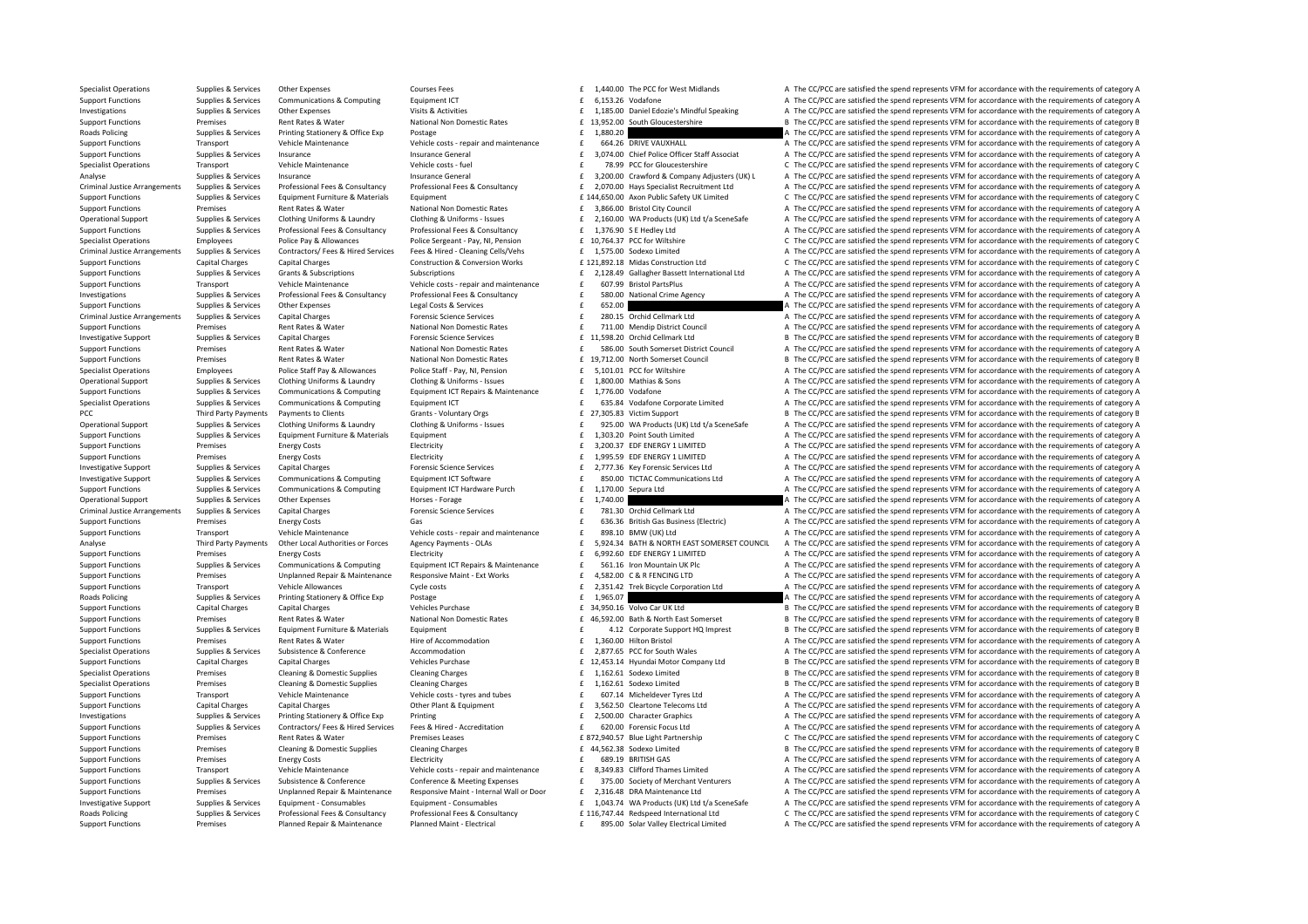| | | | | | | | |
|---|---|---|---|---|---|---|---|
| Specialist Operations | Supplies & Services | Other Expenses | Courses Fees | £ 1,440.00 | The PCC for West Midlands | A | The CC/PCC are satisfied the spend represents VFM for accordance with the requirements of category A |
| Support Functions | Supplies & Services | Communications & Computing | Equipment ICT | £ 6,153.26 | Vodafone | A | The CC/PCC are satisfied the spend represents VFM for accordance with the requirements of category A |
| Investigations | Supplies & Services | Other Expenses | Visits & Activities | £ 1,185.00 | Daniel Edozie's Mindful Speaking | A | The CC/PCC are satisfied the spend represents VFM for accordance with the requirements of category A |
| Support Functions | Premises | Rent Rates & Water | National Non Domestic Rates | £ 13,952.00 | South Gloucestershire | B | The CC/PCC are satisfied the spend represents VFM for accordance with the requirements of category B |
| Roads Policing | Supplies & Services | Printing Stationery & Office Exp | Postage | £ 1,880.20 | | A | The CC/PCC are satisfied the spend represents VFM for accordance with the requirements of category A |
| Support Functions | Transport | Vehicle Maintenance | Vehicle costs - repair and maintenance | £ 664.26 | DRIVE VAUXHALL | A | The CC/PCC are satisfied the spend represents VFM for accordance with the requirements of category A |
| Support Functions | Supplies & Services | Insurance | Insurance General | £ 3,074.00 | Chief Police Officer Staff Associat | A | The CC/PCC are satisfied the spend represents VFM for accordance with the requirements of category A |
| Specialist Operations | Transport | Vehicle Maintenance | Vehicle costs - fuel | £ 78.99 | PCC for Gloucestershire | C | The CC/PCC are satisfied the spend represents VFM for accordance with the requirements of category C |
| Analyse | Supplies & Services | Insurance | Insurance General | £ 3,200.00 | Crawford & Company Adjusters (UK) L | A | The CC/PCC are satisfied the spend represents VFM for accordance with the requirements of category A |
| Criminal Justice Arrangements | Supplies & Services | Professional Fees & Consultancy | Professional Fees & Consultancy | £ 2,070.00 | Hays Specialist Recruitment Ltd | A | The CC/PCC are satisfied the spend represents VFM for accordance with the requirements of category A |
| Support Functions | Supplies & Services | Equipment Furniture & Materials | Equipment | £ 144,650.00 | Axon Public Safety UK Limited | C | The CC/PCC are satisfied the spend represents VFM for accordance with the requirements of category C |
| Support Functions | Premises | Rent Rates & Water | National Non Domestic Rates | £ 3,866.00 | Bristol City Council | A | The CC/PCC are satisfied the spend represents VFM for accordance with the requirements of category A |
| Operational Support | Supplies & Services | Clothing Uniforms & Laundry | Clothing & Uniforms - Issues | £ 2,160.00 | WA Products (UK) Ltd t/a SceneSafe | A | The CC/PCC are satisfied the spend represents VFM for accordance with the requirements of category A |
| Support Functions | Supplies & Services | Professional Fees & Consultancy | Professional Fees & Consultancy | £ 1,376.90 | S E Hedley Ltd | A | The CC/PCC are satisfied the spend represents VFM for accordance with the requirements of category A |
| Specialist Operations | Employees | Police Pay & Allowances | Police Sergeant - Pay, NI, Pension | £ 10,764.37 | PCC for Wiltshire | C | The CC/PCC are satisfied the spend represents VFM for accordance with the requirements of category C |
| Criminal Justice Arrangements | Supplies & Services | Contractors/ Fees & Hired Services | Fees & Hired - Cleaning Cells/Vehs | £ 1,575.00 | Sodexo Limited | A | The CC/PCC are satisfied the spend represents VFM for accordance with the requirements of category A |
| Support Functions | Capital Charges | Capital Charges | Construction & Conversion Works | £ 121,892.18 | Midas Construction Ltd | C | The CC/PCC are satisfied the spend represents VFM for accordance with the requirements of category C |
| Support Functions | Supplies & Services | Grants & Subscriptions | Subscriptions | £ 2,128.49 | Gallagher Bassett International Ltd | A | The CC/PCC are satisfied the spend represents VFM for accordance with the requirements of category A |
| Support Functions | Transport | Vehicle Maintenance | Vehicle costs - repair and maintenance | £ 607.99 | Bristol PartsPlus | A | The CC/PCC are satisfied the spend represents VFM for accordance with the requirements of category A |
| Investigations | Supplies & Services | Professional Fees & Consultancy | Professional Fees & Consultancy | £ 580.00 | National Crime Agency | A | The CC/PCC are satisfied the spend represents VFM for accordance with the requirements of category A |
| Support Functions | Supplies & Services | Other Expenses | Legal Costs & Services | £ 652.00 | | A | The CC/PCC are satisfied the spend represents VFM for accordance with the requirements of category A |
| Criminal Justice Arrangements | Supplies & Services | Capital Charges | Forensic Science Services | £ 280.15 | Orchid Cellmark Ltd | A | The CC/PCC are satisfied the spend represents VFM for accordance with the requirements of category A |
| Support Functions | Premises | Rent Rates & Water | National Non Domestic Rates | £ 711.00 | Mendip District Council | A | The CC/PCC are satisfied the spend represents VFM for accordance with the requirements of category A |
| Investigative Support | Supplies & Services | Capital Charges | Forensic Science Services | £ 11,598.20 | Orchid Cellmark Ltd | B | The CC/PCC are satisfied the spend represents VFM for accordance with the requirements of category B |
| Support Functions | Premises | Rent Rates & Water | National Non Domestic Rates | £ 586.00 | South Somerset District Council | A | The CC/PCC are satisfied the spend represents VFM for accordance with the requirements of category A |
| Support Functions | Premises | Rent Rates & Water | National Non Domestic Rates | £ 19,712.00 | North Somerset Council | B | The CC/PCC are satisfied the spend represents VFM for accordance with the requirements of category B |
| Specialist Operations | Employees | Police Staff Pay & Allowances | Police Staff - Pay, NI, Pension | £ 5,101.01 | PCC for Wiltshire | A | The CC/PCC are satisfied the spend represents VFM for accordance with the requirements of category A |
| Operational Support | Supplies & Services | Clothing Uniforms & Laundry | Clothing & Uniforms - Issues | £ 1,800.00 | Mathias & Sons | A | The CC/PCC are satisfied the spend represents VFM for accordance with the requirements of category A |
| Support Functions | Supplies & Services | Communications & Computing | Equipment ICT Repairs & Maintenance | £ 1,776.00 | Vodafone | A | The CC/PCC are satisfied the spend represents VFM for accordance with the requirements of category A |
| Specialist Operations | Supplies & Services | Communications & Computing | Equipment ICT | £ 635.84 | Vodafone Corporate Limited | A | The CC/PCC are satisfied the spend represents VFM for accordance with the requirements of category A |
| PCC | Third Party Payments | Payments to Clients | Grants - Voluntary Orgs | £ 27,305.83 | Victim Support | B | The CC/PCC are satisfied the spend represents VFM for accordance with the requirements of category B |
| Operational Support | Supplies & Services | Clothing Uniforms & Laundry | Clothing & Uniforms - Issues | £ 925.00 | WA Products (UK) Ltd t/a SceneSafe | A | The CC/PCC are satisfied the spend represents VFM for accordance with the requirements of category A |
| Support Functions | Supplies & Services | Equipment Furniture & Materials | Equipment | £ 1,303.20 | Point South Limited | A | The CC/PCC are satisfied the spend represents VFM for accordance with the requirements of category A |
| Support Functions | Premises | Energy Costs | Electricity | £ 3,200.37 | EDF ENERGY 1 LIMITED | A | The CC/PCC are satisfied the spend represents VFM for accordance with the requirements of category A |
| Support Functions | Premises | Energy Costs | Electricity | £ 1,995.59 | EDF ENERGY 1 LIMITED | A | The CC/PCC are satisfied the spend represents VFM for accordance with the requirements of category A |
| Investigative Support | Supplies & Services | Capital Charges | Forensic Science Services | £ 2,777.36 | Key Forensic Services Ltd | A | The CC/PCC are satisfied the spend represents VFM for accordance with the requirements of category A |
| Investigative Support | Supplies & Services | Communications & Computing | Equipment ICT Software | £ 850.00 | TICTAC Communications Ltd | A | The CC/PCC are satisfied the spend represents VFM for accordance with the requirements of category A |
| Support Functions | Supplies & Services | Communications & Computing | Equipment ICT Hardware Purch | £ 1,170.00 | Sepura Ltd | A | The CC/PCC are satisfied the spend represents VFM for accordance with the requirements of category A |
| Operational Support | Supplies & Services | Other Expenses | Horses - Forage | £ 1,740.00 | | A | The CC/PCC are satisfied the spend represents VFM for accordance with the requirements of category A |
| Criminal Justice Arrangements | Supplies & Services | Capital Charges | Forensic Science Services | £ 781.30 | Orchid Cellmark Ltd | A | The CC/PCC are satisfied the spend represents VFM for accordance with the requirements of category A |
| Support Functions | Premises | Energy Costs | Gas | £ 636.36 | British Gas Business (Electric) | A | The CC/PCC are satisfied the spend represents VFM for accordance with the requirements of category A |
| Support Functions | Transport | Vehicle Maintenance | Vehicle costs - repair and maintenance | £ 898.10 | BMW (UK) Ltd | A | The CC/PCC are satisfied the spend represents VFM for accordance with the requirements of category A |
| Analyse | Third Party Payments | Other Local Authorities or Forces | Agency Payments - OLAs | £ 5,924.34 | BATH & NORTH EAST SOMERSET COUNCIL | A | The CC/PCC are satisfied the spend represents VFM for accordance with the requirements of category A |
| Support Functions | Premises | Energy Costs | Electricity | £ 6,992.60 | EDF ENERGY 1 LIMITED | A | The CC/PCC are satisfied the spend represents VFM for accordance with the requirements of category A |
| Support Functions | Supplies & Services | Communications & Computing | Equipment ICT Repairs & Maintenance | £ 561.16 | Iron Mountain UK Plc | A | The CC/PCC are satisfied the spend represents VFM for accordance with the requirements of category A |
| Support Functions | Premises | Unplanned Repair & Maintenance | Responsive Maint - Ext Works | £ 4,582.00 | C & R FENCING LTD | A | The CC/PCC are satisfied the spend represents VFM for accordance with the requirements of category A |
| Support Functions | Transport | Vehicle Allowances | Cycle costs | £ 2,351.42 | Trek Bicycle Corporation Ltd | A | The CC/PCC are satisfied the spend represents VFM for accordance with the requirements of category A |
| Roads Policing | Supplies & Services | Printing Stationery & Office Exp | Postage | £ 1,965.07 | | A | The CC/PCC are satisfied the spend represents VFM for accordance with the requirements of category A |
| Support Functions | Capital Charges | Capital Charges | Vehicles Purchase | £ 34,950.16 | Volvo Car UK Ltd | B | The CC/PCC are satisfied the spend represents VFM for accordance with the requirements of category B |
| Support Functions | Premises | Rent Rates & Water | National Non Domestic Rates | £ 46,592.00 | Bath & North East Somerset | B | The CC/PCC are satisfied the spend represents VFM for accordance with the requirements of category B |
| Support Functions | Supplies & Services | Equipment Furniture & Materials | Equipment | £ 4.12 | Corporate Support HQ Imprest | B | The CC/PCC are satisfied the spend represents VFM for accordance with the requirements of category B |
| Support Functions | Premises | Rent Rates & Water | Hire of Accommodation | £ 1,360.00 | Hilton Bristol | A | The CC/PCC are satisfied the spend represents VFM for accordance with the requirements of category A |
| Specialist Operations | Supplies & Services | Subsistence & Conference | Accommodation | £ 2,877.65 | PCC for South Wales | A | The CC/PCC are satisfied the spend represents VFM for accordance with the requirements of category A |
| Support Functions | Capital Charges | Capital Charges | Vehicles Purchase | £ 12,453.14 | Hyundai Motor Company Ltd | B | The CC/PCC are satisfied the spend represents VFM for accordance with the requirements of category B |
| Specialist Operations | Premises | Cleaning & Domestic Supplies | Cleaning Charges | £ 1,162.61 | Sodexo Limited | B | The CC/PCC are satisfied the spend represents VFM for accordance with the requirements of category B |
| Specialist Operations | Premises | Cleaning & Domestic Supplies | Cleaning Charges | £ 1,162.61 | Sodexo Limited | B | The CC/PCC are satisfied the spend represents VFM for accordance with the requirements of category B |
| Support Functions | Transport | Vehicle Maintenance | Vehicle costs - tyres and tubes | £ 607.14 | Micheldever Tyres Ltd | A | The CC/PCC are satisfied the spend represents VFM for accordance with the requirements of category A |
| Support Functions | Capital Charges | Capital Charges | Other Plant & Equipment | £ 3,562.50 | Cleartone Telecoms Ltd | A | The CC/PCC are satisfied the spend represents VFM for accordance with the requirements of category A |
| Investigations | Supplies & Services | Printing Stationery & Office Exp | Printing | £ 2,500.00 | Character Graphics | A | The CC/PCC are satisfied the spend represents VFM for accordance with the requirements of category A |
| Support Functions | Supplies & Services | Contractors/ Fees & Hired Services | Fees & Hired - Accreditation | £ 620.00 | Forensic Focus Ltd | A | The CC/PCC are satisfied the spend represents VFM for accordance with the requirements of category A |
| Support Functions | Premises | Rent Rates & Water | Premises Leases | £ 872,940.57 | Blue Light Partnership | C | The CC/PCC are satisfied the spend represents VFM for accordance with the requirements of category C |
| Support Functions | Premises | Cleaning & Domestic Supplies | Cleaning Charges | £ 44,562.38 | Sodexo Limited | B | The CC/PCC are satisfied the spend represents VFM for accordance with the requirements of category B |
| Support Functions | Premises | Energy Costs | Electricity | £ 689.19 | BRITISH GAS | A | The CC/PCC are satisfied the spend represents VFM for accordance with the requirements of category A |
| Support Functions | Transport | Vehicle Maintenance | Vehicle costs - repair and maintenance | £ 8,349.83 | Clifford Thames Limited | A | The CC/PCC are satisfied the spend represents VFM for accordance with the requirements of category A |
| Support Functions | Supplies & Services | Subsistence & Conference | Conference & Meeting Expenses | £ 375.00 | Society of Merchant Venturers | A | The CC/PCC are satisfied the spend represents VFM for accordance with the requirements of category A |
| Support Functions | Premises | Unplanned Repair & Maintenance | Responsive Maint - Internal Wall or Door | £ 2,316.48 | DRA Maintenance Ltd | A | The CC/PCC are satisfied the spend represents VFM for accordance with the requirements of category A |
| Investigative Support | Supplies & Services | Equipment - Consumables | Equipment - Consumables | £ 1,043.74 | WA Products (UK) Ltd t/a SceneSafe | A | The CC/PCC are satisfied the spend represents VFM for accordance with the requirements of category A |
| Roads Policing | Supplies & Services | Professional Fees & Consultancy | Professional Fees & Consultancy | £ 116,747.44 | Redspeed International Ltd | C | The CC/PCC are satisfied the spend represents VFM for accordance with the requirements of category C |
| Support Functions | Premises | Planned Repair & Maintenance | Planned Maint - Electrical | £ 895.00 | Solar Valley Electrical Limited | A | The CC/PCC are satisfied the spend represents VFM for accordance with the requirements of category A |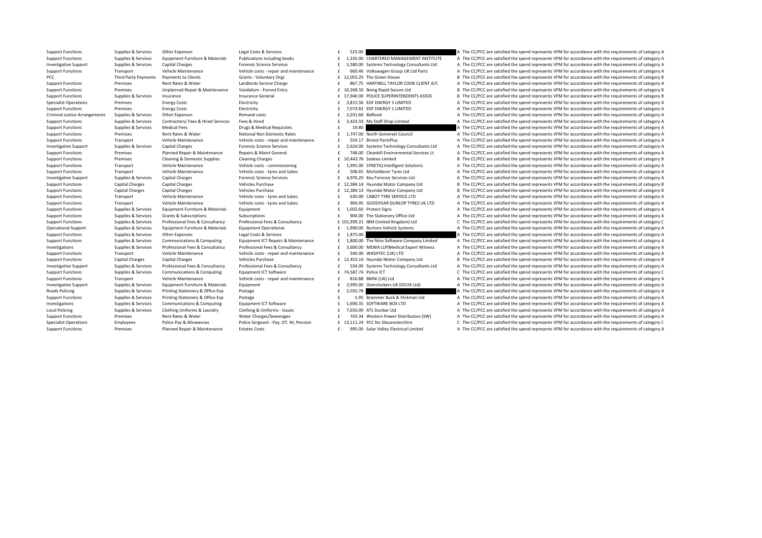| | | | | | | | |
|---|---|---|---|---|---|---|---|
| Support Functions | Supplies & Services | Other Expenses | Legal Costs & Services | £ | 523.00 | | A The CC/PCC are satisfied the spend represents VFM for accordance with the requirements of category A |
| Support Functions | Supplies & Services | Equipment Furniture & Materials | Publications including books | £ | 1,335.00 | CHARTERED MANAGEMENT INSTITUTE | A The CC/PCC are satisfied the spend represents VFM for accordance with the requirements of category A |
| Investigative Support | Supplies & Services | Capital Charges | Forensic Science Services | £ | 2,580.00 | Systems Technology Consultants Ltd | A The CC/PCC are satisfied the spend represents VFM for accordance with the requirements of category A |
| Support Functions | Transport | Vehicle Maintenance | Vehicle costs - repair and maintenance | £ | 660.46 | Volkswagen Group UK Ltd Parts | A The CC/PCC are satisfied the spend represents VFM for accordance with the requirements of category A |
| PCC | Third Party Payments | Payments to Clients | Grants - Voluntary Orgs | £ | 12,053.25 | The Green House | B The CC/PCC are satisfied the spend represents VFM for accordance with the requirements of category B |
| Support Functions | Premises | Rent Rates & Water | Landlords Service Charge | £ | 867.75 | HARTNELL TAYLOR COOK CLIENT A/C | A The CC/PCC are satisfied the spend represents VFM for accordance with the requirements of category A |
| Support Functions | Premises | Unplanned Repair & Maintenance | Vandalism - Forced Entry | £ | 10,268.50 | Boing Rapid Secure Ltd | B The CC/PCC are satisfied the spend represents VFM for accordance with the requirements of category B |
| Support Functions | Supplies & Services | Insurance | Insurance General | £ | 17,940.00 | POLICE SUPERINTENDENTS ASSOC | B The CC/PCC are satisfied the spend represents VFM for accordance with the requirements of category B |
| Specialist Operations | Premises | Energy Costs | Electricity | £ | 3,815.56 | EDF ENERGY 1 LIMITED | A The CC/PCC are satisfied the spend represents VFM for accordance with the requirements of category A |
| Support Functions | Premises | Energy Costs | Electricity | £ | 7,073.83 | EDF ENERGY 1 LIMITED | A The CC/PCC are satisfied the spend represents VFM for accordance with the requirements of category A |
| Criminal Justice Arrangements | Supplies & Services | Other Expenses | Remand costs | £ | 2,031.66 | Bidfood | A The CC/PCC are satisfied the spend represents VFM for accordance with the requirements of category A |
| Support Functions | Supplies & Services | Contractors/ Fees & Hired Services | Fees & Hired | £ | 3,423.33 | My Staff Shop Limited | A The CC/PCC are satisfied the spend represents VFM for accordance with the requirements of category A |
| Support Functions | Supplies & Services | Medical Fees | Drugs & Medical Requisites | £ | 19.80 | | A The CC/PCC are satisfied the spend represents VFM for accordance with the requirements of category A |
| Support Functions | Premises | Rent Rates & Water | National Non Domestic Rates | £ | 1,747.00 | North Somerset Council | A The CC/PCC are satisfied the spend represents VFM for accordance with the requirements of category A |
| Support Functions | Transport | Vehicle Maintenance | Vehicle costs - repair and maintenance | £ | 554.17 | Bristol PartsPlus | A The CC/PCC are satisfied the spend represents VFM for accordance with the requirements of category A |
| Investigative Support | Supplies & Services | Capital Charges | Forensic Science Services | £ | 2,624.00 | Systems Technology Consultants Ltd | A The CC/PCC are satisfied the spend represents VFM for accordance with the requirements of category A |
| Support Functions | Premises | Planned Repair & Maintenance | Repairs & Maint General | £ | 748.00 | Cleankill Environmental Services Lt | A The CC/PCC are satisfied the spend represents VFM for accordance with the requirements of category A |
| Support Functions | Premises | Cleaning & Domestic Supplies | Cleaning Charges | £ | 10,443.76 | Sodexo Limited | B The CC/PCC are satisfied the spend represents VFM for accordance with the requirements of category B |
| Support Functions | Transport | Vehicle Maintenance | Vehicle costs - commissioning | £ | 1,995.00 | SYNETIQ Intelligent Solutions | A The CC/PCC are satisfied the spend represents VFM for accordance with the requirements of category A |
| Support Functions | Transport | Vehicle Maintenance | Vehicle costs - tyres and tubes | £ | 508.65 | Micheldever Tyres Ltd | A The CC/PCC are satisfied the spend represents VFM for accordance with the requirements of category A |
| Investigative Support | Supplies & Services | Capital Charges | Forensic Science Services | £ | 4,976.20 | Key Forensic Services Ltd | A The CC/PCC are satisfied the spend represents VFM for accordance with the requirements of category A |
| Support Functions | Capital Charges | Capital Charges | Vehicles Purchase | £ | 12,384.14 | Hyundai Motor Company Ltd | B The CC/PCC are satisfied the spend represents VFM for accordance with the requirements of category B |
| Support Functions | Capital Charges | Capital Charges | Vehicles Purchase | £ | 12,384.14 | Hyundai Motor Company Ltd | B The CC/PCC are satisfied the spend represents VFM for accordance with the requirements of category B |
| Support Functions | Transport | Vehicle Maintenance | Vehicle costs - tyres and tubes | £ | 630.00 | CABOT TYRE SERVICE LTD | A The CC/PCC are satisfied the spend represents VFM for accordance with the requirements of category A |
| Support Functions | Transport | Vehicle Maintenance | Vehicle costs - tyres and tubes | £ | 994.95 | GOODYEAR DUNLOP TYRES UK LTD | A The CC/PCC are satisfied the spend represents VFM for accordance with the requirements of category A |
| Support Functions | Supplies & Services | Equipment Furniture & Materials | Equipment | £ | 1,002.60 | Protect Signs | A The CC/PCC are satisfied the spend represents VFM for accordance with the requirements of category A |
| Support Functions | Supplies & Services | Grants & Subscriptions | Subscriptions | £ | 900.00 | The Stationery Office Ltd | A The CC/PCC are satisfied the spend represents VFM for accordance with the requirements of category A |
| Support Functions | Supplies & Services | Professional Fees & Consultancy | Professional Fees & Consultancy | £ | 101,939.21 | IBM (United Kingdom) Ltd | C The CC/PCC are satisfied the spend represents VFM for accordance with the requirements of category C |
| Operational Support | Supplies & Services | Equipment Furniture & Materials | Equipment Operational | £ | 1,990.00 | Burtons Vehicle Systems | A The CC/PCC are satisfied the spend represents VFM for accordance with the requirements of category A |
| Support Functions | Supplies & Services | Other Expenses | Legal Costs & Services | £ | 1,875.00 | | A The CC/PCC are satisfied the spend represents VFM for accordance with the requirements of category A |
| Support Functions | Supplies & Services | Communications & Computing | Equipment ICT Repairs & Maintenance | £ | 1,800.00 | The Nine Software Company Limited | A The CC/PCC are satisfied the spend represents VFM for accordance with the requirements of category A |
| Investigations | Supplies & Services | Professional Fees & Consultancy | Professional Fees & Consultancy | £ | 3,600.00 | MEWA LLP(Medical Expert Witness | A The CC/PCC are satisfied the spend represents VFM for accordance with the requirements of category A |
| Support Functions | Transport | Vehicle Maintenance | Vehicle costs - repair and maintenance | £ | 540.00 | WASHTEC (UK) LTD | A The CC/PCC are satisfied the spend represents VFM for accordance with the requirements of category A |
| Support Functions | Capital Charges | Capital Charges | Vehicles Purchase | £ | 12,453.14 | Hyundai Motor Company Ltd | B The CC/PCC are satisfied the spend represents VFM for accordance with the requirements of category B |
| Investigative Support | Supplies & Services | Professional Fees & Consultancy | Professional Fees & Consultancy | £ | 534.00 | Systems Technology Consultants Ltd | A The CC/PCC are satisfied the spend represents VFM for accordance with the requirements of category A |
| Support Functions | Supplies & Services | Communications & Computing | Equipment ICT Software | £ | 74,587.74 | Police ICT | C The CC/PCC are satisfied the spend represents VFM for accordance with the requirements of category C |
| Support Functions | Transport | Vehicle Maintenance | Vehicle costs - repair and maintenance | £ | 816.88 | BMW (UK) Ltd | A The CC/PCC are satisfied the spend represents VFM for accordance with the requirements of category A |
| Investigative Support | Supplies & Services | Equipment Furniture & Materials | Equipment | £ | 2,995.00 | Overclockers UK (OCUK Ltd) | A The CC/PCC are satisfied the spend represents VFM for accordance with the requirements of category A |
| Roads Policing | Supplies & Services | Printing Stationery & Office Exp | Postage | £ | 2,032.78 | | A The CC/PCC are satisfied the spend represents VFM for accordance with the requirements of category A |
| Support Functions | Supplies & Services | Printing Stationery & Office Exp | Postage | £ | 5.95 | Brammer Buck & Hickman Ltd | A The CC/PCC are satisfied the spend represents VFM for accordance with the requirements of category A |
| Investigations | Supplies & Services | Communications & Computing | Equipment ICT Software | £ | 1,690.35 | SOFTWARE BOX LTD | A The CC/PCC are satisfied the spend represents VFM for accordance with the requirements of category A |
| Local Policing | Supplies & Services | Clothing Uniforms & Laundry | Clothing & Uniforms - Issues | £ | 7,650.00 | ATL Dunbar Ltd | A The CC/PCC are satisfied the spend represents VFM for accordance with the requirements of category A |
| Support Functions | Premises | Rent Rates & Water | Water Charges/Sewerages | £ | 743.34 | Western Power Distribution (SW) | A The CC/PCC are satisfied the spend represents VFM for accordance with the requirements of category A |
| Specialist Operations | Employees | Police Pay & Allowances | Police Sergeant - Pay, OT, NI, Pension | £ | 13,111.24 | PCC for Gloucestershire | C The CC/PCC are satisfied the spend represents VFM for accordance with the requirements of category C |
| Support Functions | Premises | Planned Repair & Maintenance | Estates Costs | £ | 995.00 | Solar Valley Electrical Limited | A The CC/PCC are satisfied the spend represents VFM for accordance with the requirements of category A |